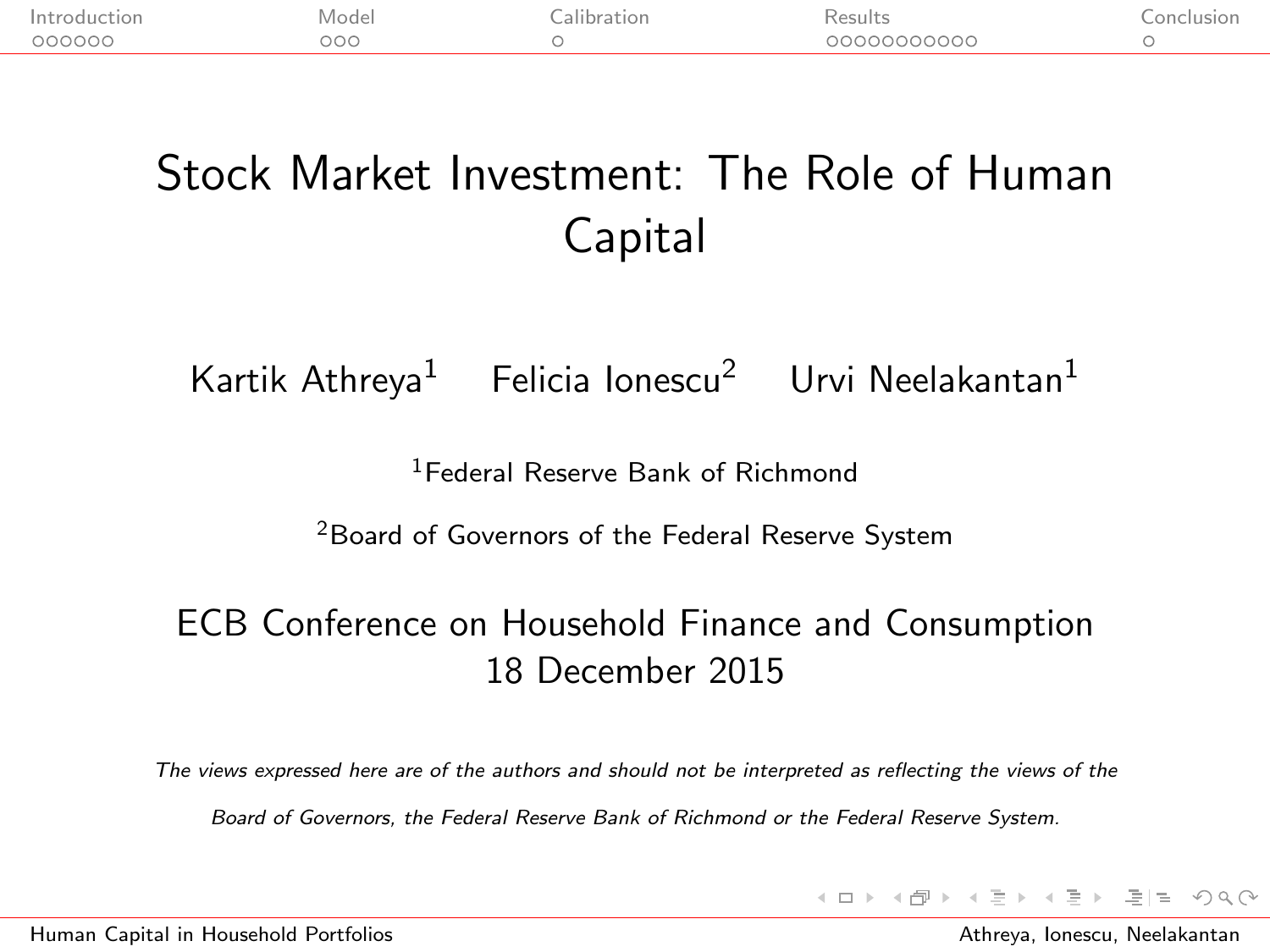# Stock Market Investment: The Role of Human Capital

Kartik Athreya[1] Felicia Ionescu[2] Urvi Neelakantan[1]

[1]Federal Reserve Bank of Richmond

[2]Board of Governors of the Federal Reserve System

ECB Conference on Household Finance and Consumption
18 December 2015

*The views expressed here are of the authors and should not be interpreted as reflecting the views of the Board of Governors, the Federal Reserve Bank of Richmond or the Federal Reserve System.*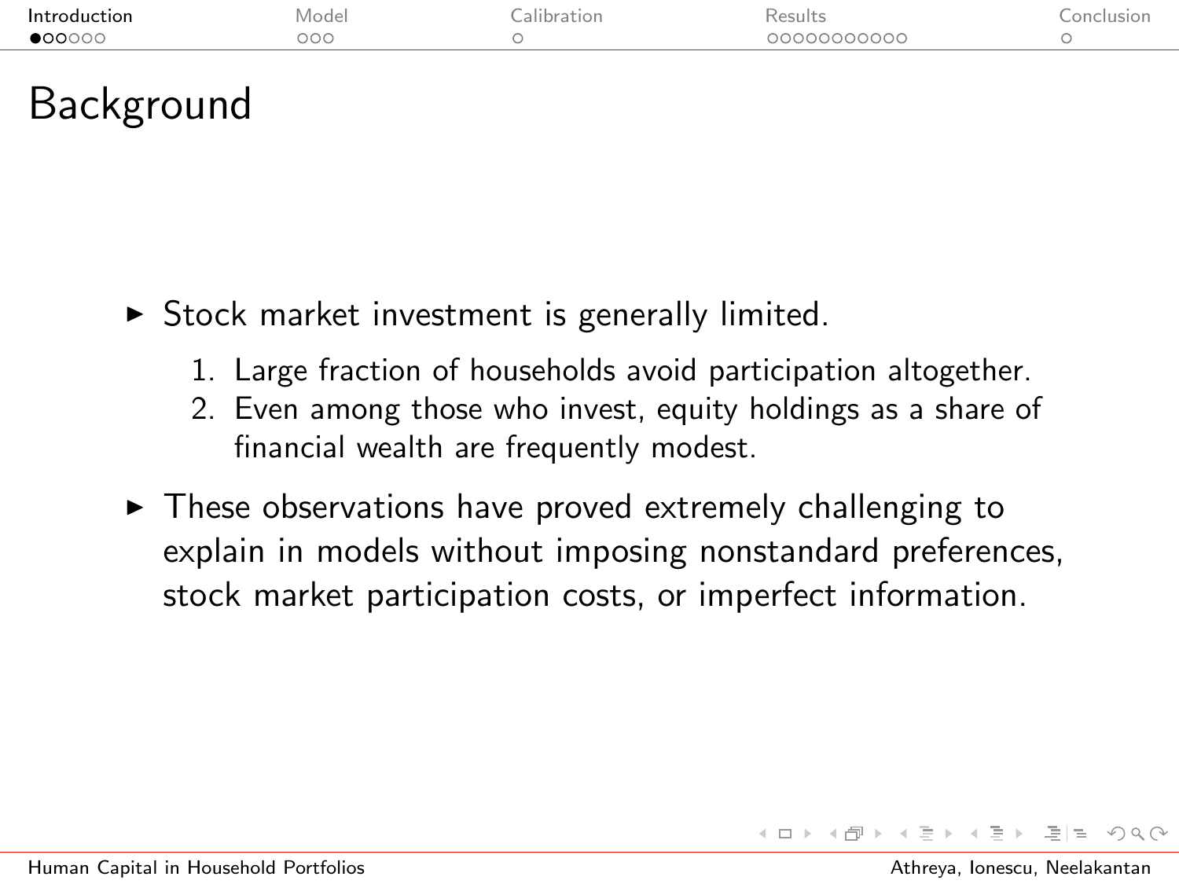# Background

- Stock market investment is generally limited.
  1. Large fraction of households avoid participation altogether.
  2. Even among those who invest, equity holdings as a share of financial wealth are frequently modest.
- These observations have proved extremely challenging to explain in models without imposing nonstandard preferences, stock market participation costs, or imperfect information.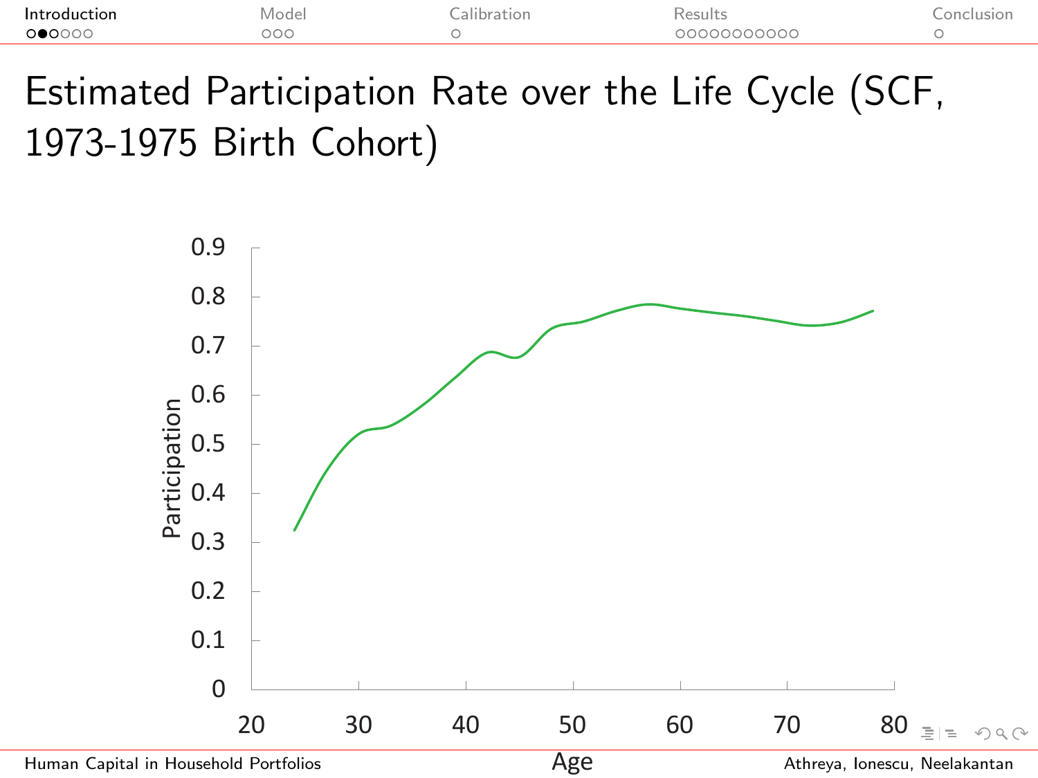# Estimated Participation Rate over the Life Cycle (SCF, 1973-1975 Birth Cohort)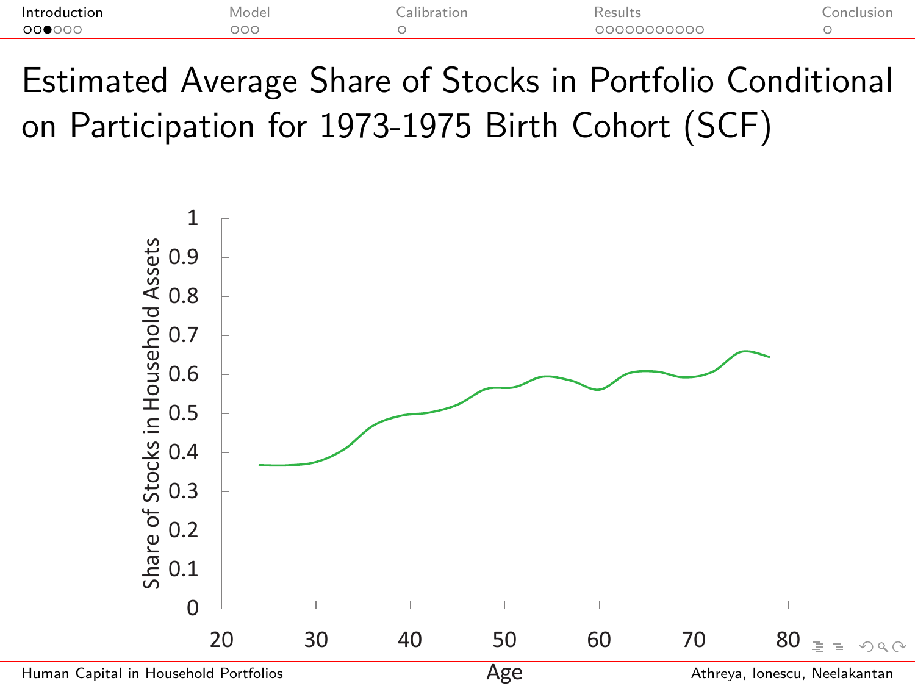# Estimated Average Share of Stocks in Portfolio Conditional on Participation for 1973-1975 Birth Cohort (SCF)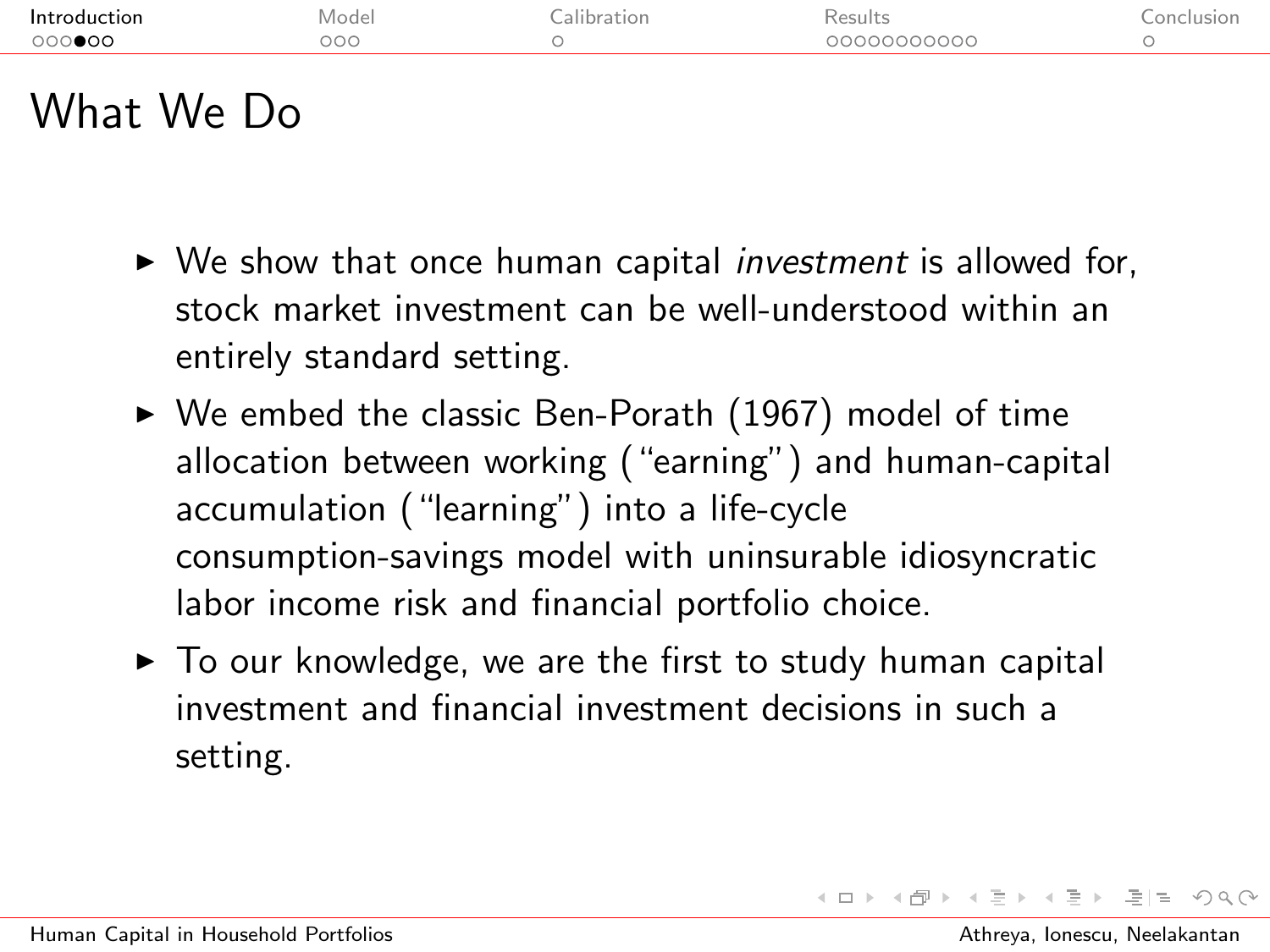# What We Do

- We show that once human capital *investment* is allowed for, stock market investment can be well-understood within an entirely standard setting.
- We embed the classic Ben-Porath (1967) model of time allocation between working ("earning") and human-capital accumulation ("learning") into a life-cycle consumption-savings model with uninsurable idiosyncratic labor income risk and financial portfolio choice.
- To our knowledge, we are the first to study human capital investment and financial investment decisions in such a setting.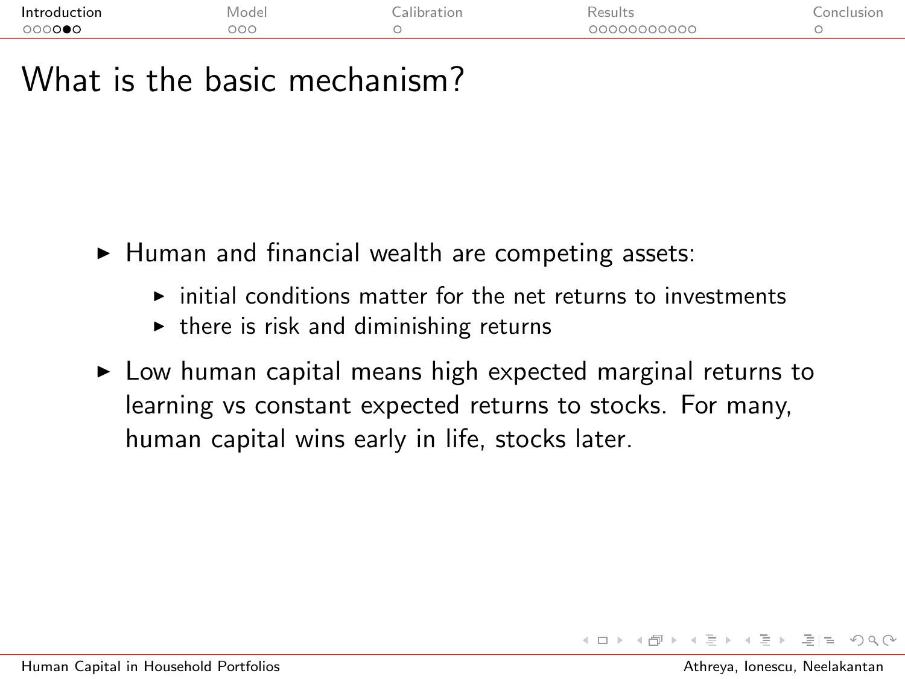# What is the basic mechanism?

- Human and financial wealth are competing assets:
  - initial conditions matter for the net returns to investments
  - there is risk and diminishing returns
- Low human capital means high expected marginal returns to learning vs constant expected returns to stocks. For many, human capital wins early in life, stocks later.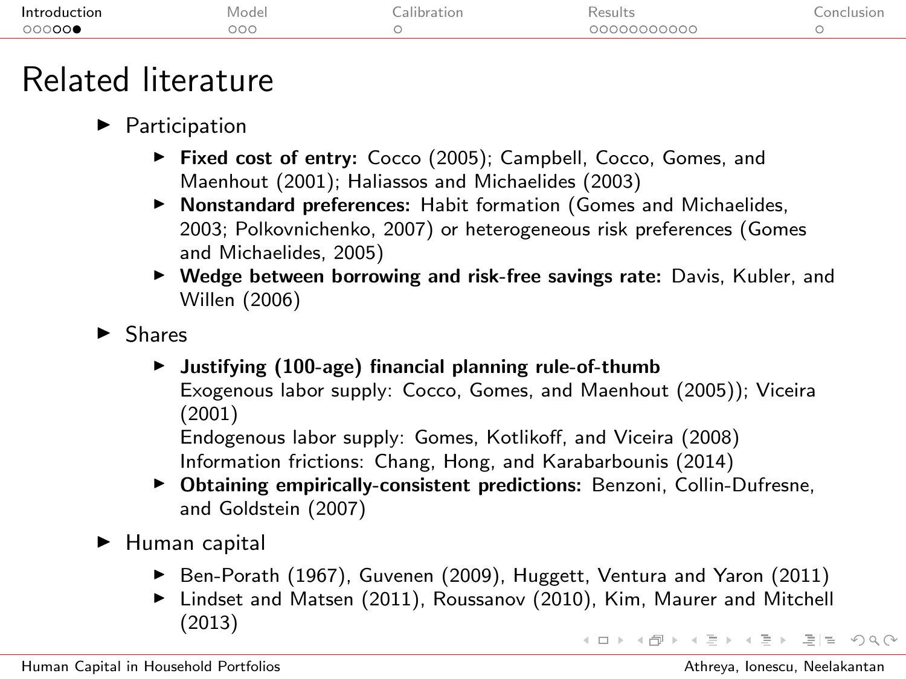# Related literature

- Participation
  - **Fixed cost of entry:** Cocco (2005); Campbell, Cocco, Gomes, and Maenhout (2001); Haliassos and Michaelides (2003)
  - **Nonstandard preferences:** Habit formation (Gomes and Michaelides, 2003; Polkovnichenko, 2007) or heterogeneous risk preferences (Gomes and Michaelides, 2005)
  - **Wedge between borrowing and risk-free savings rate:** Davis, Kubler, and Willen (2006)
- Shares
  - **Justifying (100-age) financial planning rule-of-thumb**
    Exogenous labor supply: Cocco, Gomes, and Maenhout (2005)); Viceira (2001)
    Endogenous labor supply: Gomes, Kotlikoff, and Viceira (2008)
    Information frictions: Chang, Hong, and Karabarbounis (2014)
  - **Obtaining empirically-consistent predictions:** Benzoni, Collin-Dufresne, and Goldstein (2007)
- Human capital
  - Ben-Porath (1967), Guvenen (2009), Huggett, Ventura and Yaron (2011)
  - Lindset and Matsen (2011), Roussanov (2010), Kim, Maurer and Mitchell (2013)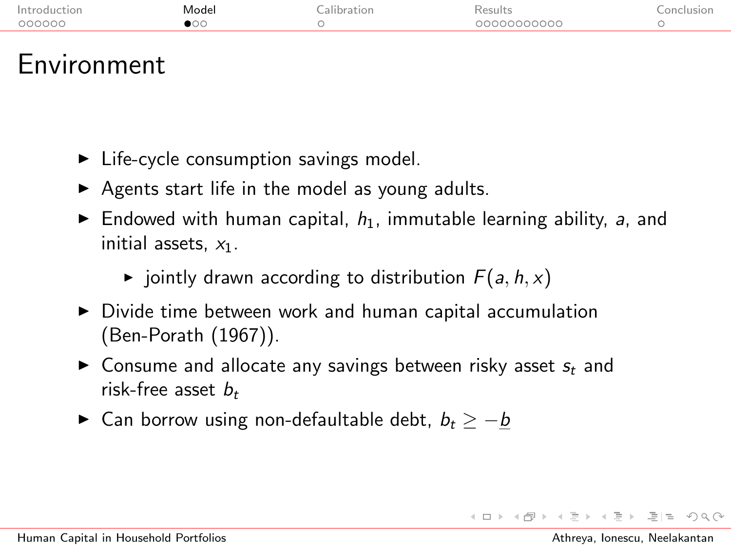# Environment

- Life-cycle consumption savings model.
- Agents start life in the model as young adults.
- Endowed with human capital, $h_1$, immutable learning ability, $a$, and initial assets, $x_1$.
  - jointly drawn according to distribution $F(a, h, x)$
- Divide time between work and human capital accumulation (Ben-Porath (1967)).
- Consume and allocate any savings between risky asset $s_t$ and risk-free asset $b_t$
- Can borrow using non-defaultable debt, $b_t \geq -\underline{b}$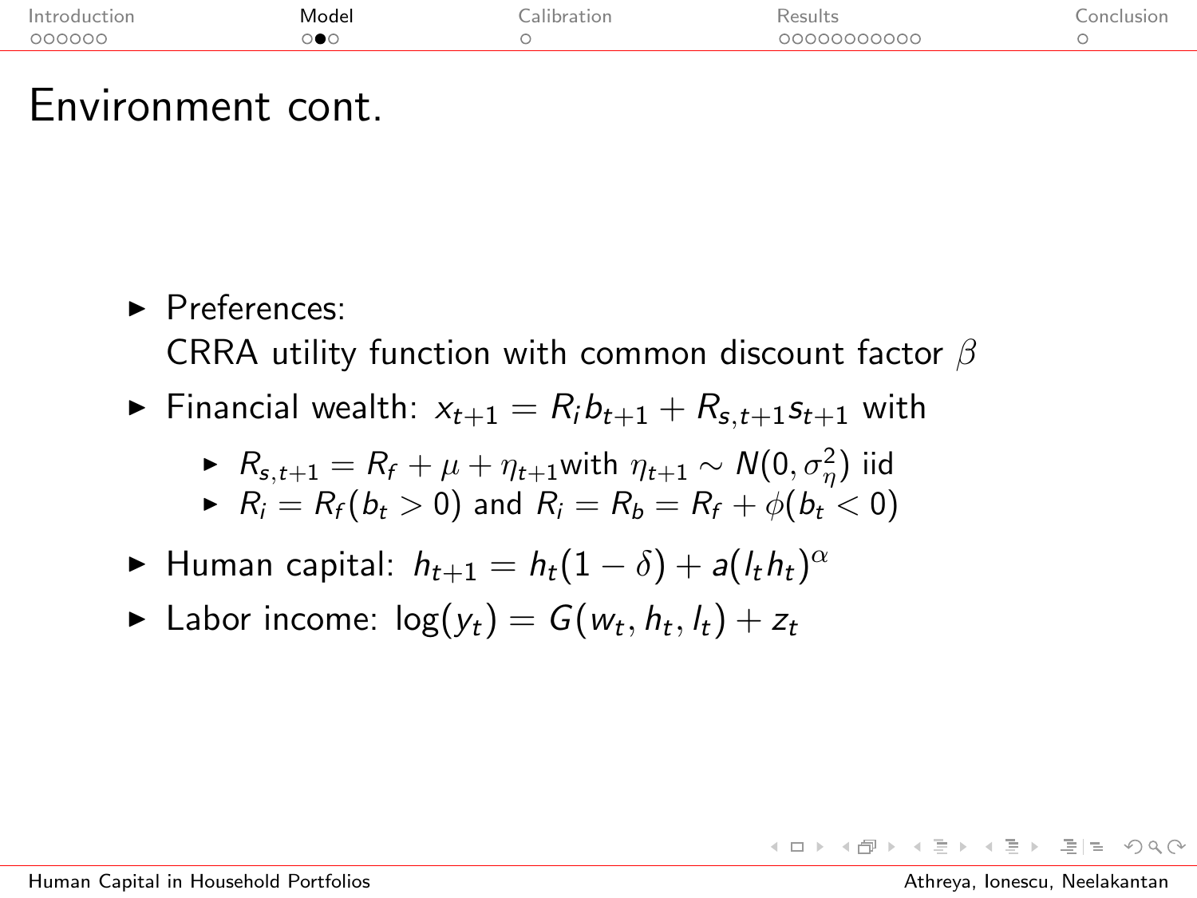# Environment cont.

- Preferences:
  CRRA utility function with common discount factor $\beta$
- Financial wealth: $x_{t+1} = R_i b_{t+1} + R_{s,t+1} s_{t+1}$ with
  - $R_{s,t+1} = R_f + \mu + \eta_{t+1}$with $\eta_{t+1} \sim N(0, \sigma_\eta^2)$ iid
  - $R_i = R_f(b_t > 0)$ and $R_i = R_b = R_f + \phi(b_t < 0)$
- Human capital: $h_{t+1} = h_t(1 - \delta) + a(l_t h_t)^\alpha$
- Labor income: $\log(y_t) = G(w_t, h_t, l_t) + z_t$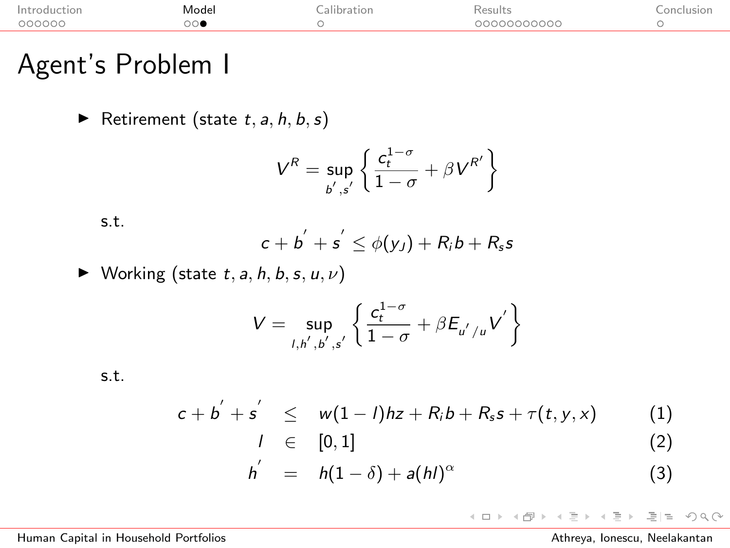# Agent's Problem I

- Retirement (state $t, a, h, b, s$)

$$V^R = \sup_{b^{'}, s^{'}} \left\{ \frac{c_t^{1-\sigma}}{1-\sigma} + \beta V^{R'} \right\}$$

s.t.

$$c + b^{'} + s^{'} \leq \phi(y_J) + R_i b + R_s s$$

- Working (state $t, a, h, b, s, u, \nu$)

$$V = \sup_{l, h^{'}, b^{'}, s^{'}} \left\{ \frac{c_t^{1-\sigma}}{1-\sigma} + \beta E_{u^{'}/u} V^{'} \right\}$$

s.t.

$$c + b^{'} + s^{'} \leq w(1-l)hz + R_i b + R_s s + \tau(t, y, x) \quad (1)$$

$$l \in [0, 1] \quad (2)$$

$$h^{'} = h(1-\delta) + a(hl)^{\alpha} \quad (3)$$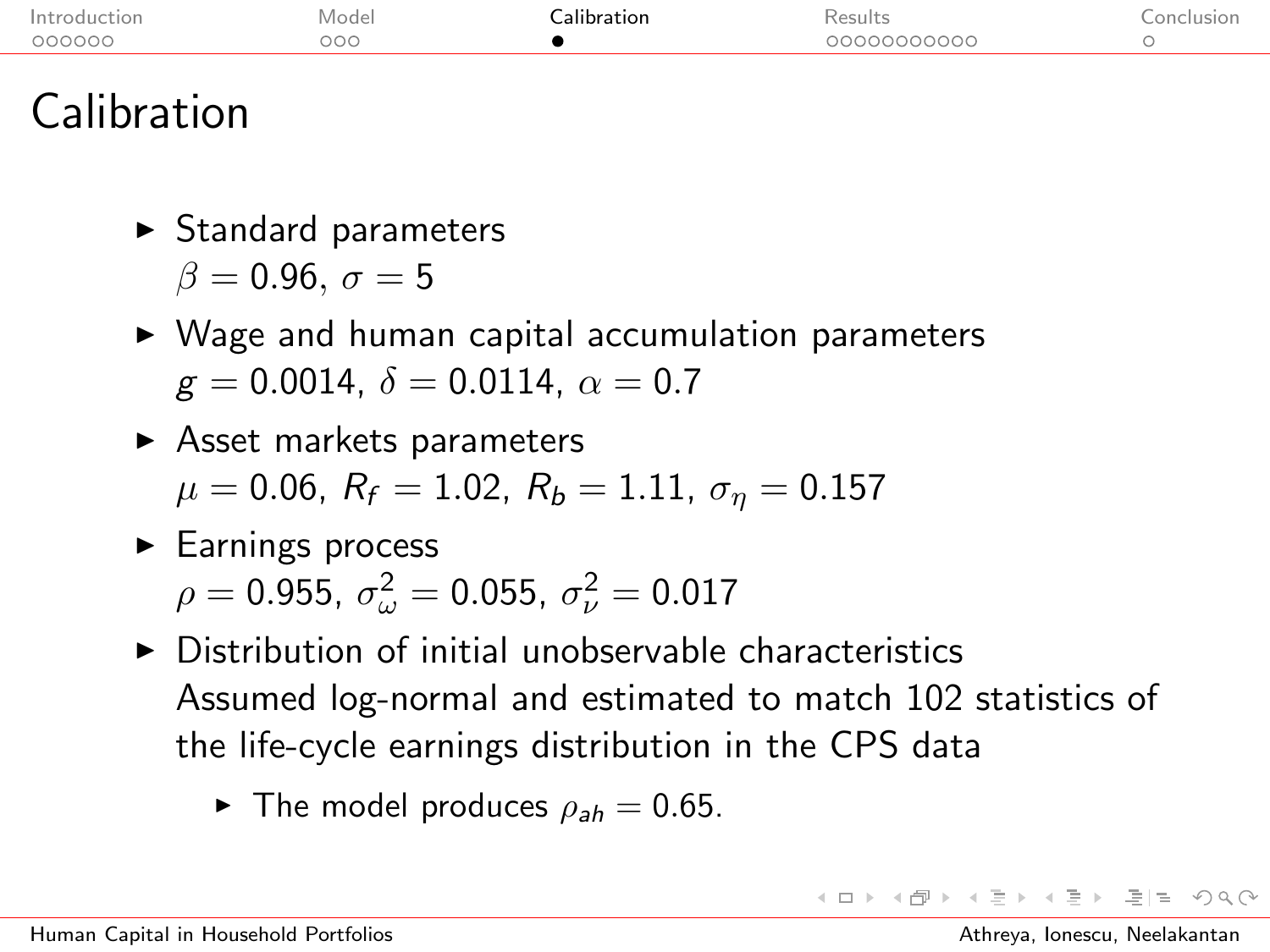# Calibration

- Standard parameters
  $\beta = 0.96$, $\sigma = 5$
- Wage and human capital accumulation parameters
  $g = 0.0014$, $\delta = 0.0114$, $\alpha = 0.7$
- Asset markets parameters
  $\mu = 0.06$, $R_f = 1.02$, $R_b = 1.11$, $\sigma_\eta = 0.157$
- Earnings process
  $\rho = 0.955$, $\sigma^2_\omega = 0.055$, $\sigma^2_\nu = 0.017$
- Distribution of initial unobservable characteristics
  Assumed log-normal and estimated to match 102 statistics of the life-cycle earnings distribution in the CPS data
  - The model produces $\rho_{ah} = 0.65$.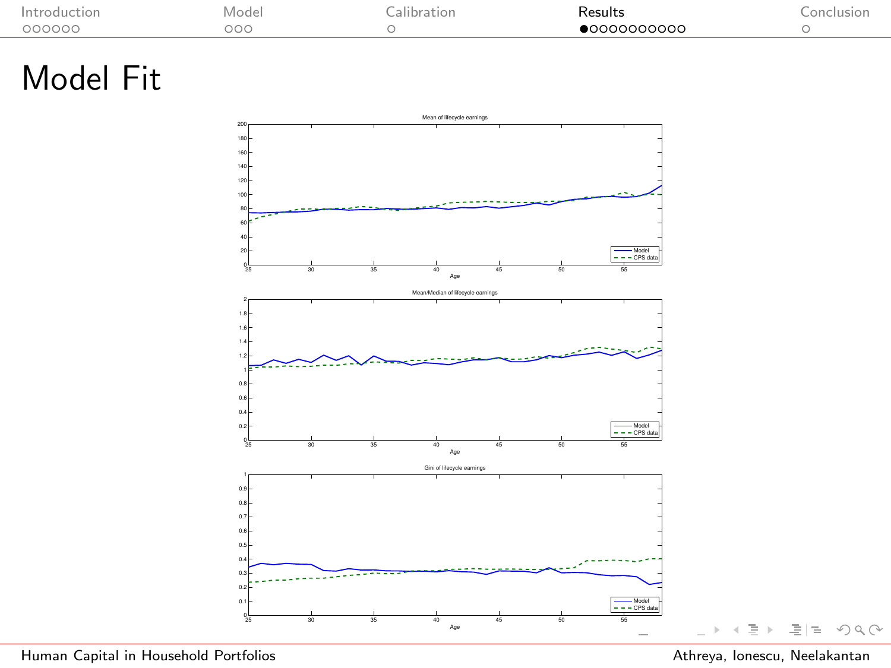# Model Fit

Mean of lifecycle earnings

Mean/Median of lifecycle earnings

Gini of lifecycle earnings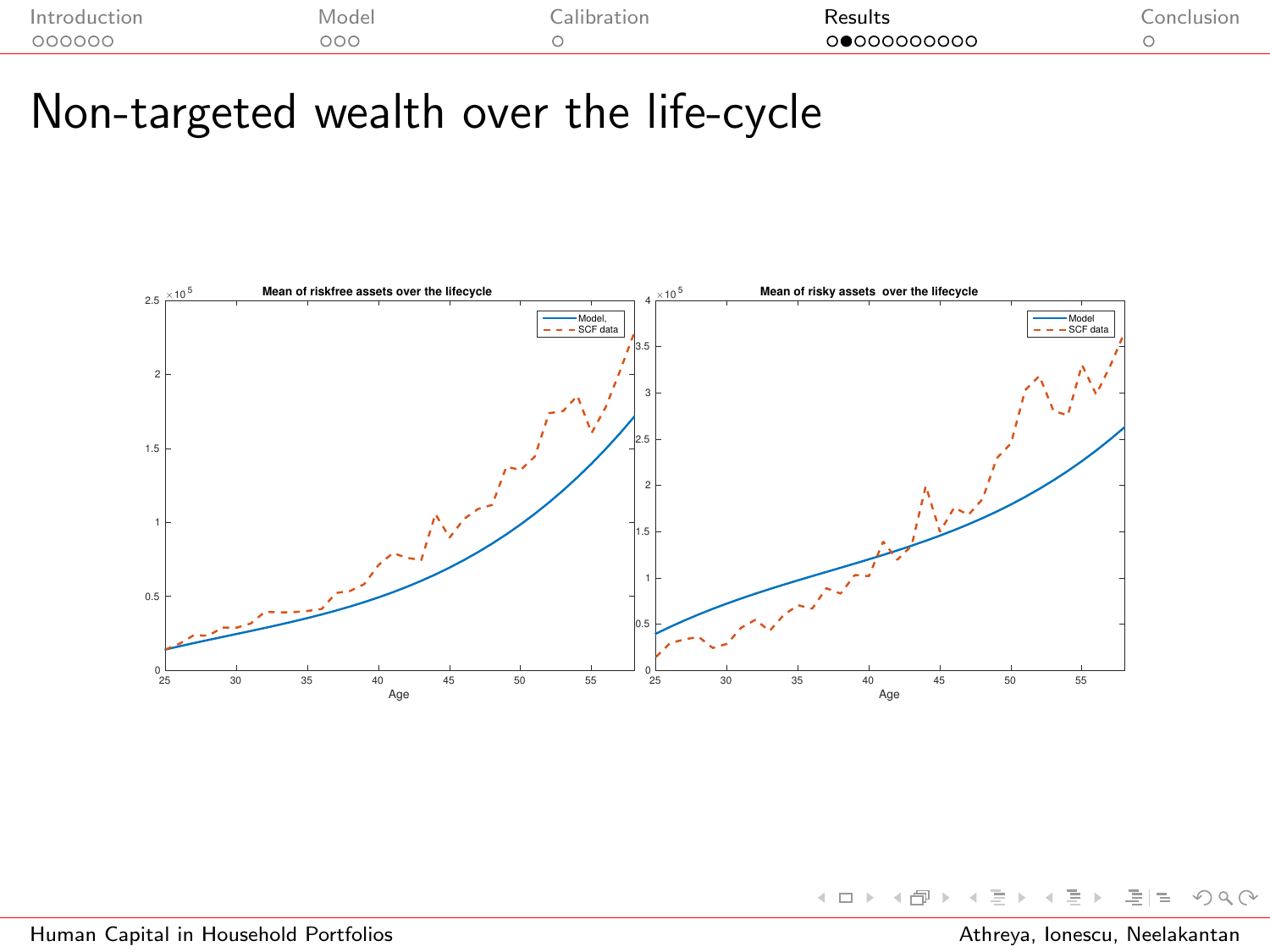# Non-targeted wealth over the life-cycle

**Mean of riskfree assets over the lifecycle**

Legend: Model, SCF data

Axes: Age (25–55); $\times 10^5$ (0–2.5)

**Mean of risky assets over the lifecycle**

Legend: Model, SCF data

Axes: Age (25–55); $\times 10^5$ (0–4)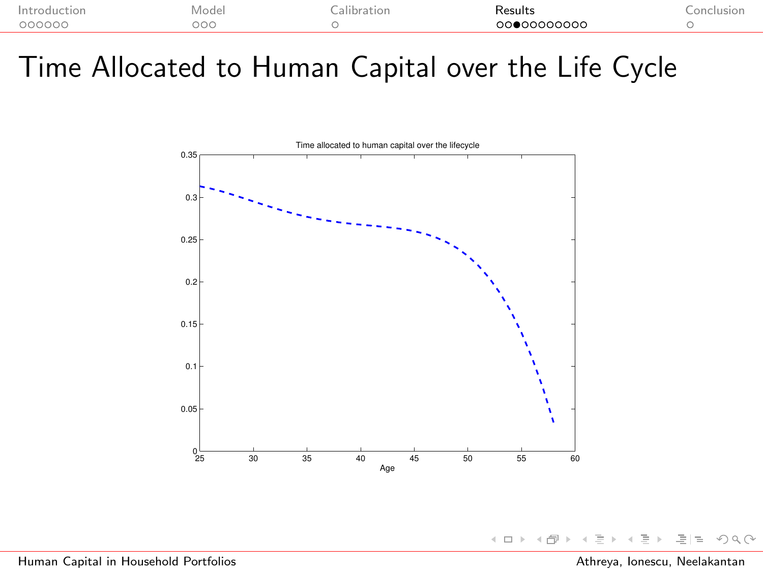# Time Allocated to Human Capital over the Life Cycle

Time allocated to human capital over the lifecycle

Age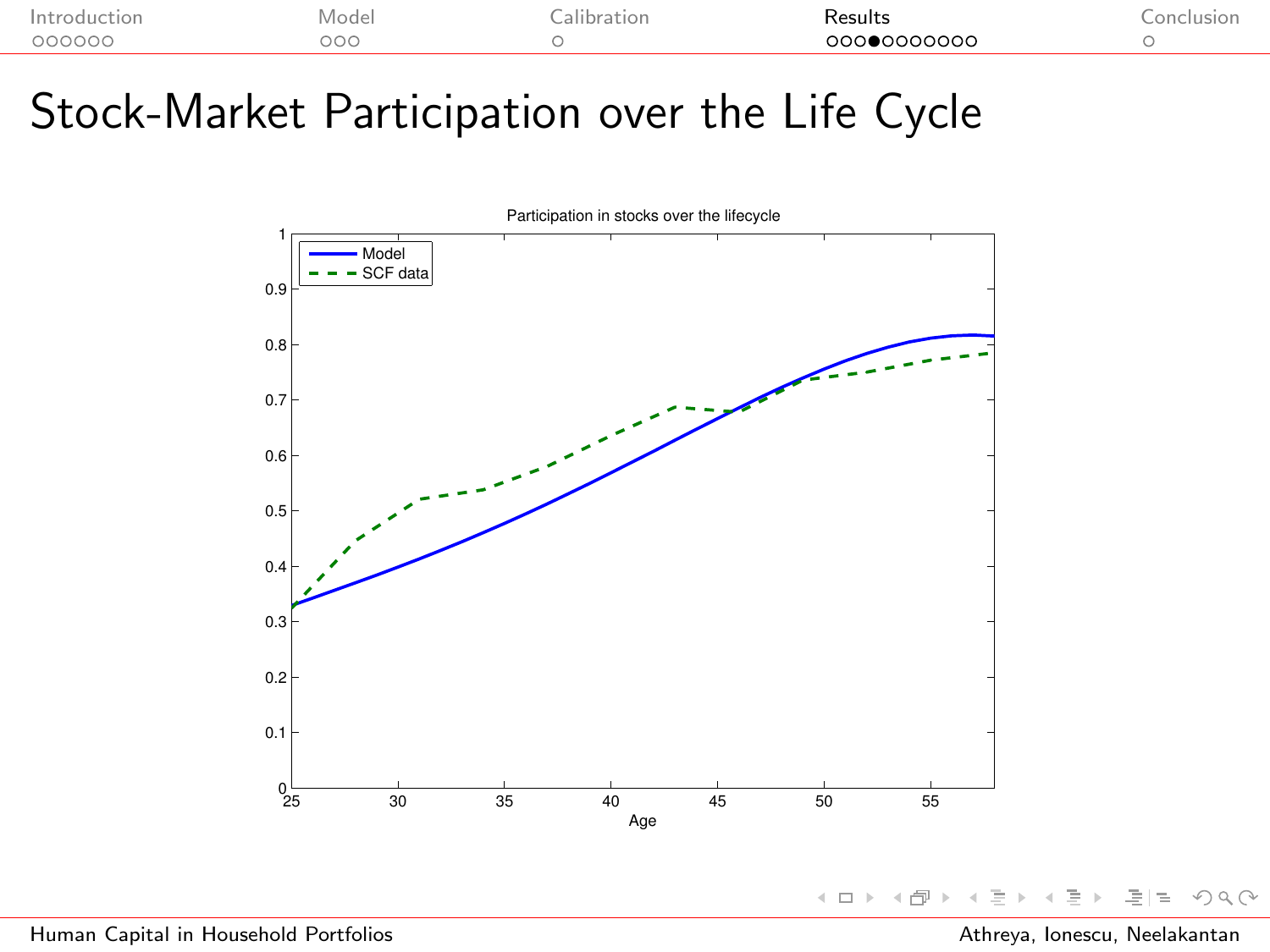# Stock-Market Participation over the Life Cycle

Participation in stocks over the lifecycle

- Model
- SCF data

Age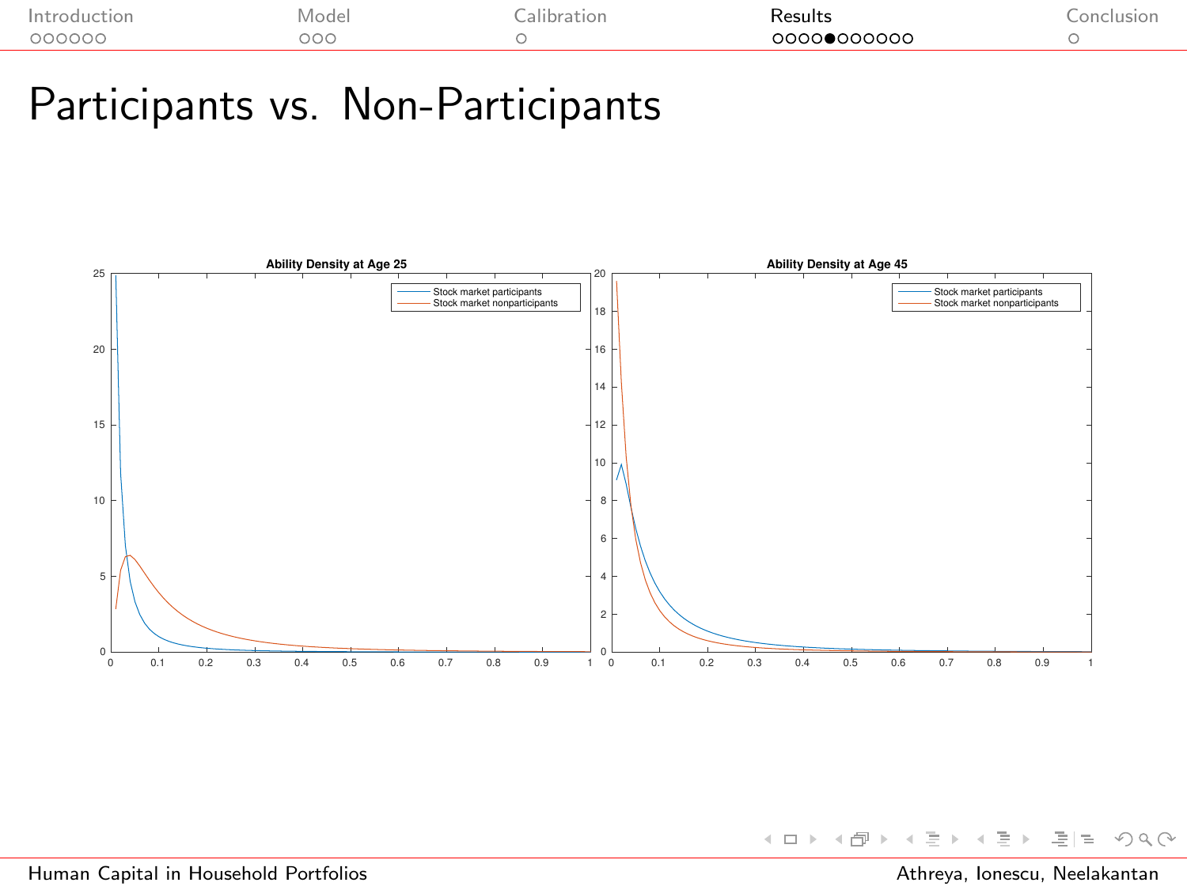# Participants vs. Non-Participants

**Ability Density at Age 25**

- Stock market participants
- Stock market nonparticipants

**Ability Density at Age 45**

- Stock market participants
- Stock market nonparticipants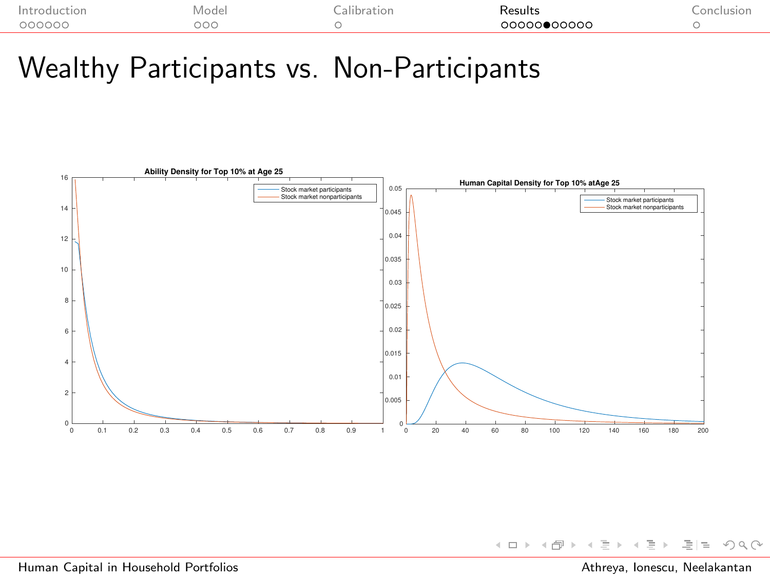# Wealthy Participants vs. Non-Participants

**Ability Density for Top 10% at Age 25**

- Stock market participants
- Stock market nonparticipants

**Human Capital Density for Top 10% atAge 25**

- Stock market participants
- Stock market nonparticipants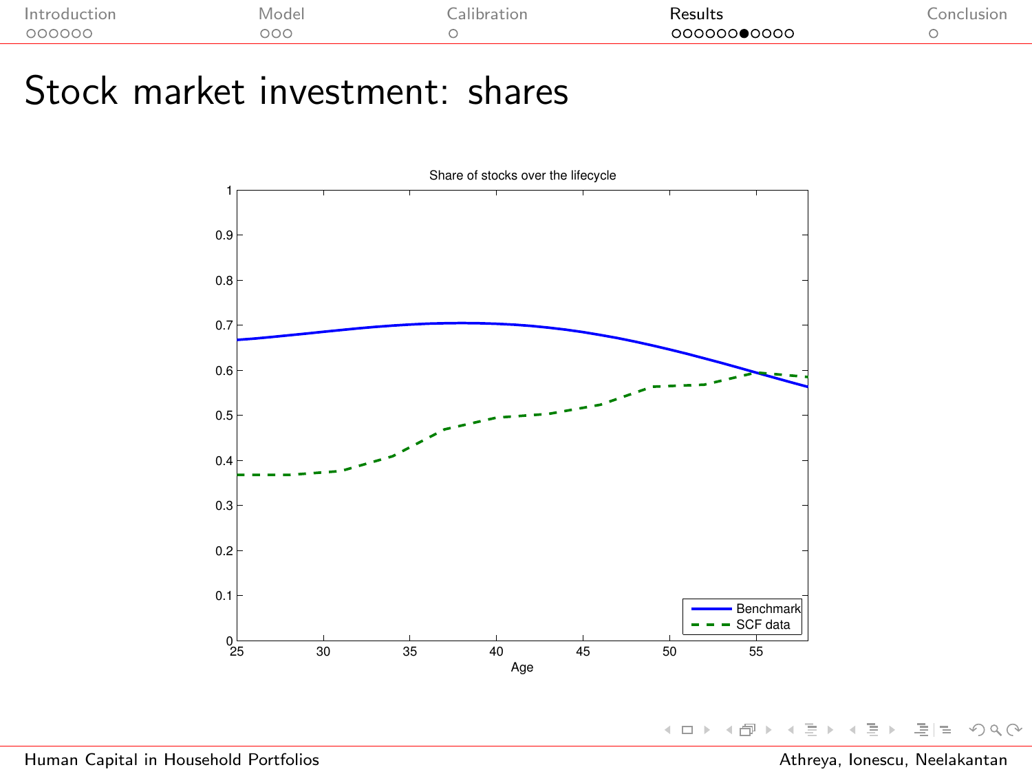# Stock market investment: shares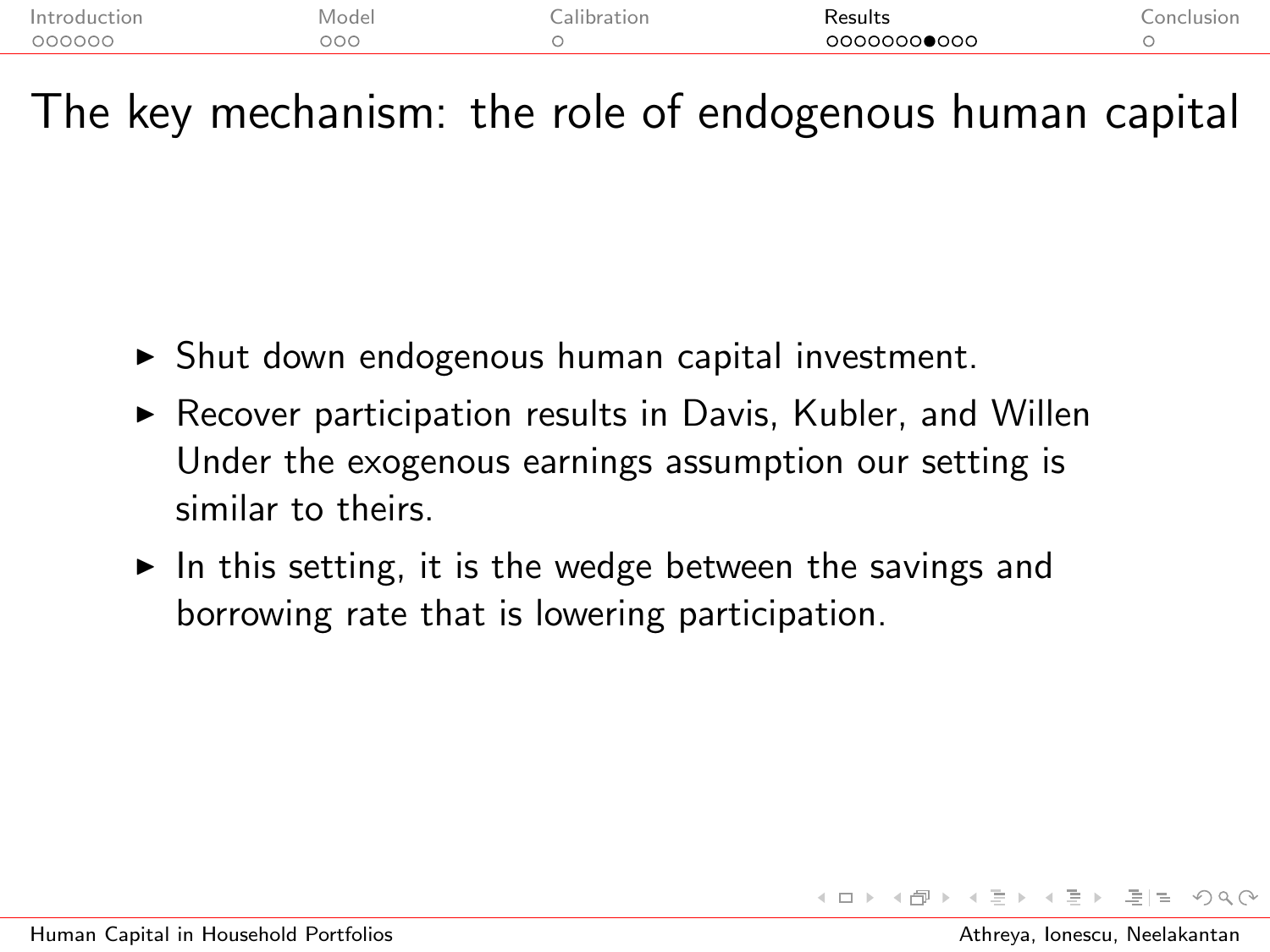# The key mechanism: the role of endogenous human capital

- Shut down endogenous human capital investment.
- Recover participation results in Davis, Kubler, and Willen Under the exogenous earnings assumption our setting is similar to theirs.
- In this setting, it is the wedge between the savings and borrowing rate that is lowering participation.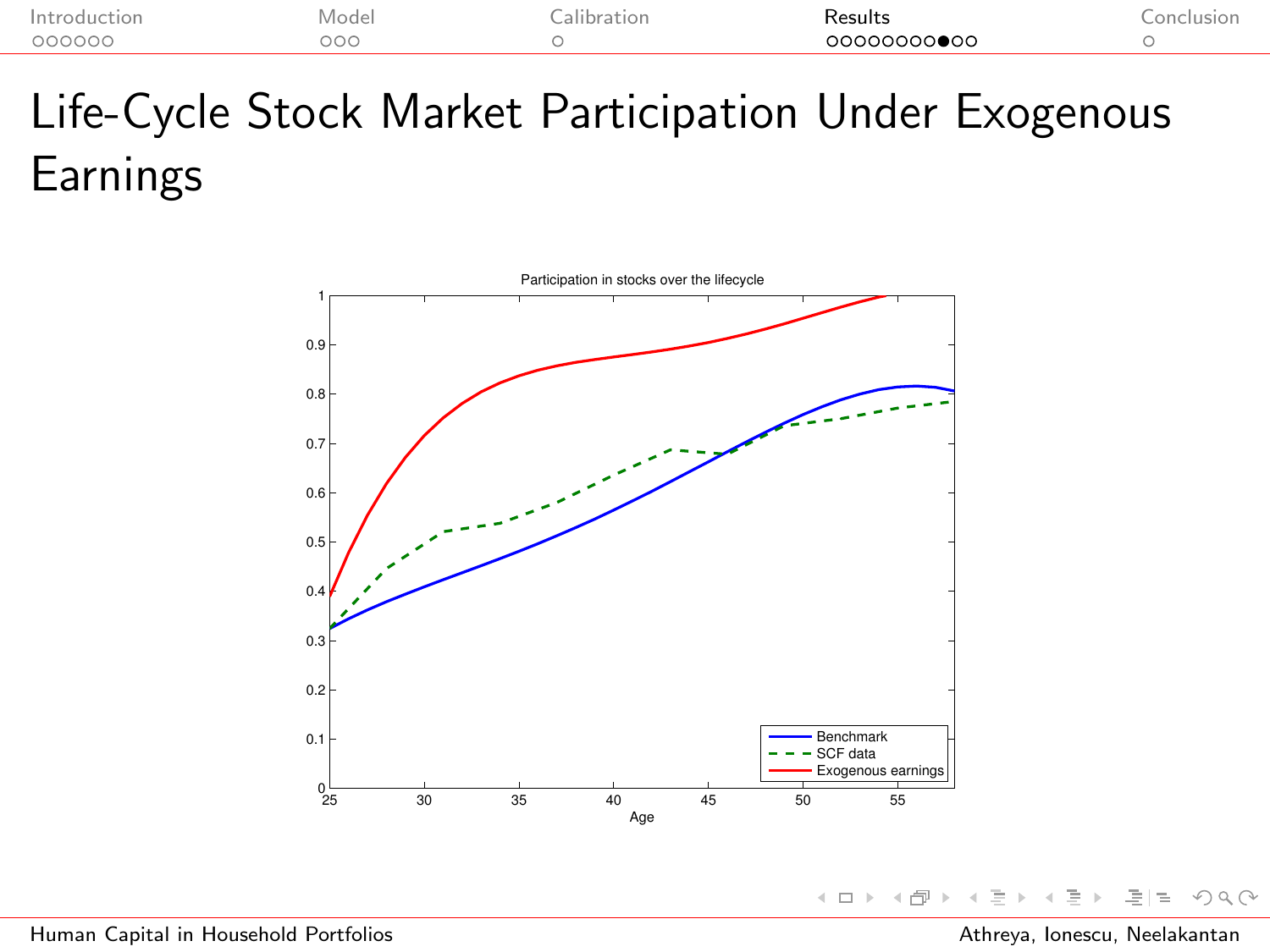# Life-Cycle Stock Market Participation Under Exogenous Earnings

Participation in stocks over the lifecycle

- Benchmark
- SCF data
- Exogenous earnings

Age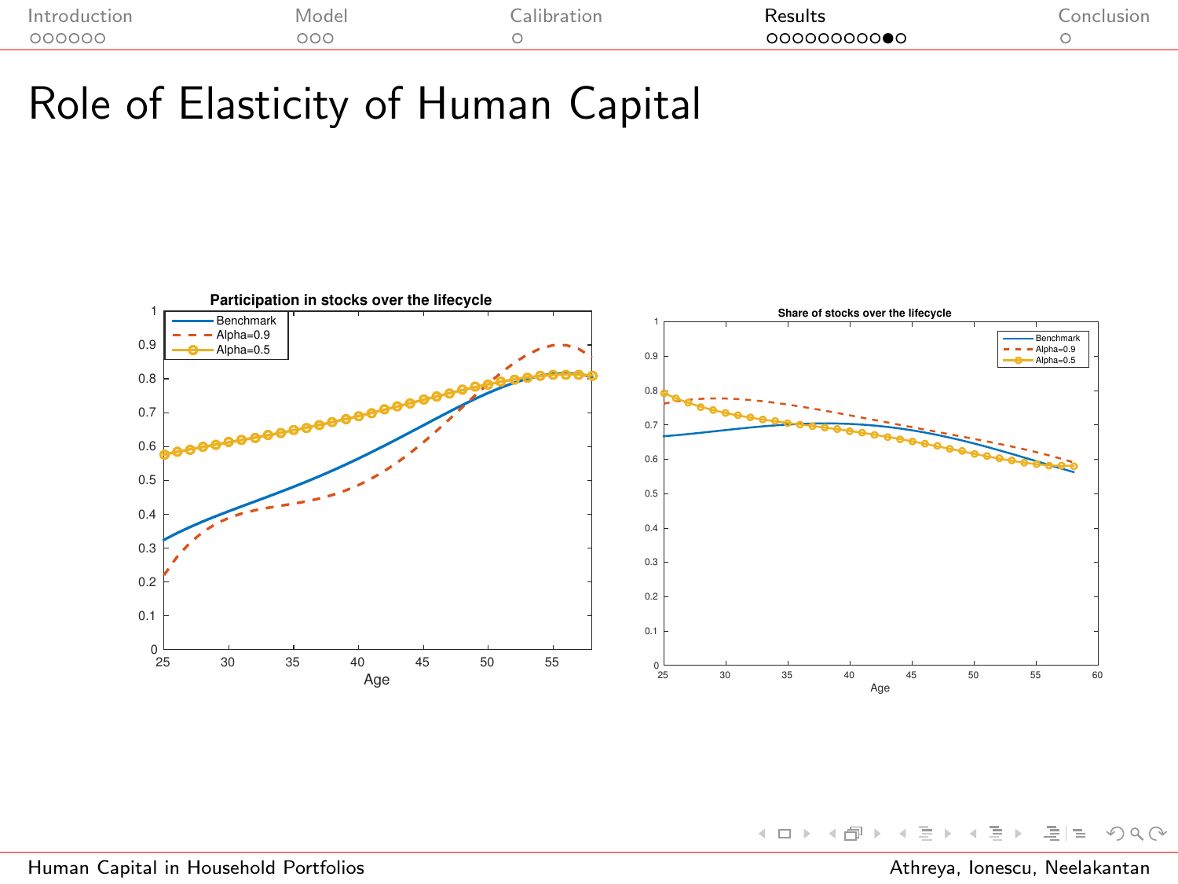# Role of Elasticity of Human Capital

**Participation in stocks over the lifecycle**

- Benchmark
- Alpha=0.9
- Alpha=0.5

Age

**Share of stocks over the lifecycle**

- Benchmark
- Alpha=0.9
- Alpha=0.5

Age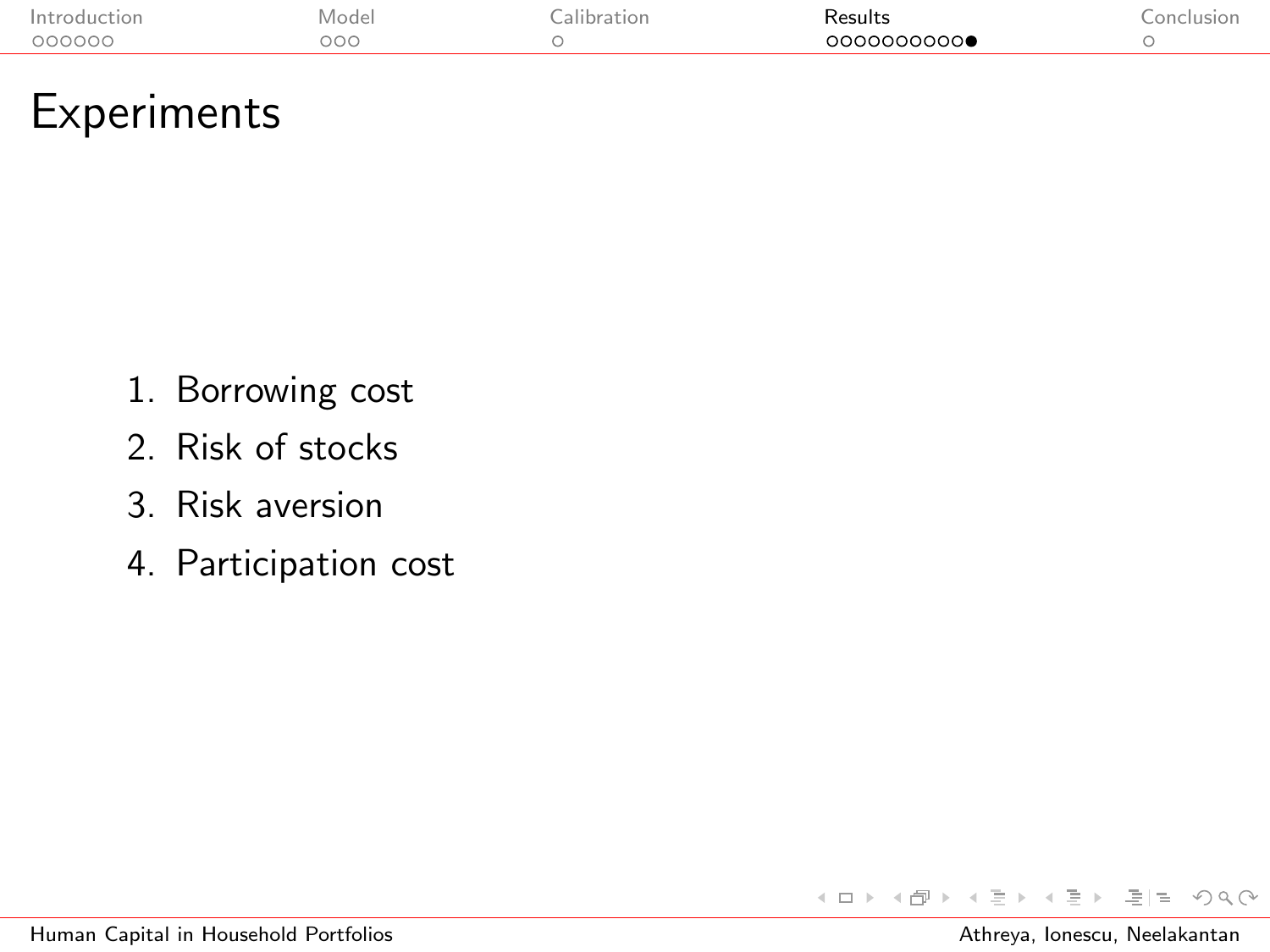# Experiments

1. Borrowing cost
2. Risk of stocks
3. Risk aversion
4. Participation cost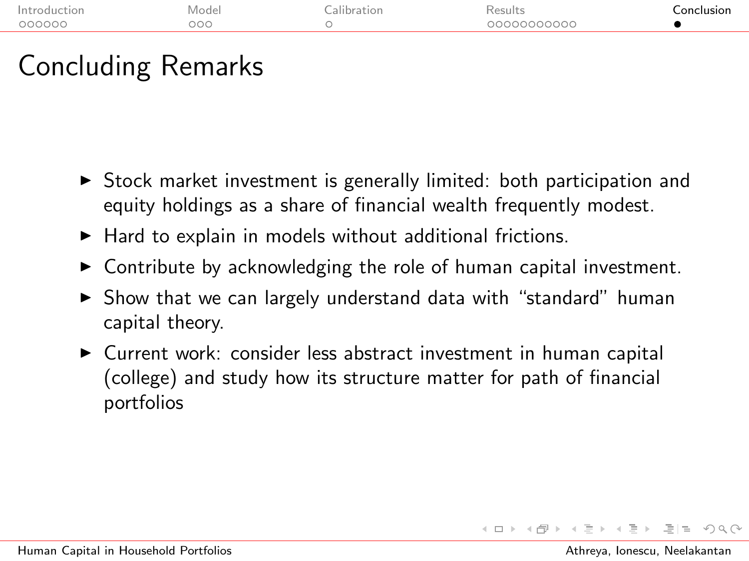# Concluding Remarks

- Stock market investment is generally limited: both participation and equity holdings as a share of financial wealth frequently modest.
- Hard to explain in models without additional frictions.
- Contribute by acknowledging the role of human capital investment.
- Show that we can largely understand data with "standard" human capital theory.
- Current work: consider less abstract investment in human capital (college) and study how its structure matter for path of financial portfolios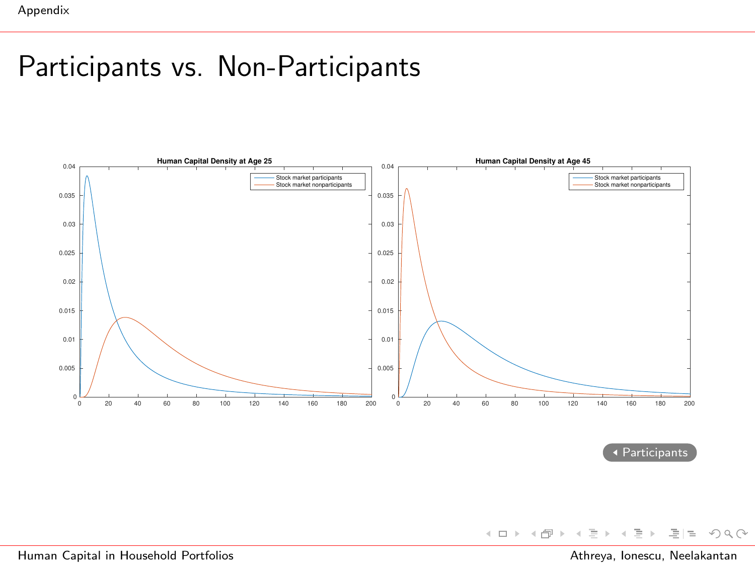# Participants vs. Non-Participants

**Human Capital Density at Age 25**

Stock market participants
Stock market nonparticipants

**Human Capital Density at Age 45**

Stock market participants
Stock market nonparticipants

Participants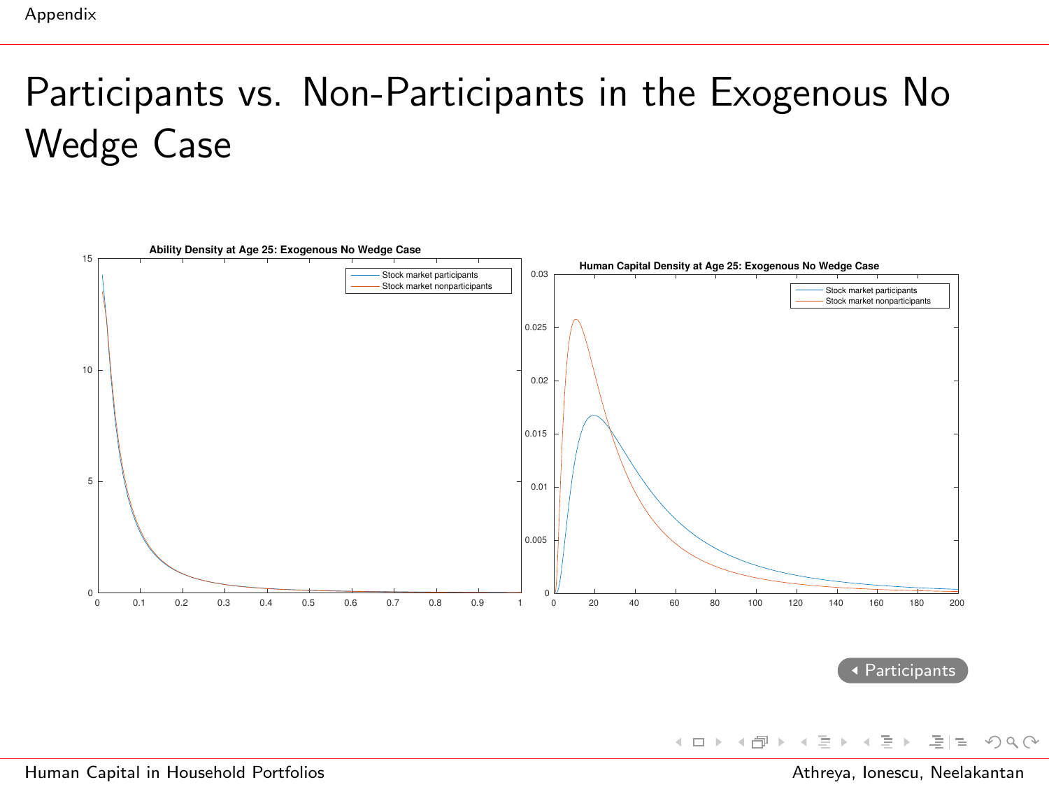# Participants vs. Non-Participants in the Exogenous No Wedge Case

**Ability Density at Age 25: Exogenous No Wedge Case**

- Stock market participants
- Stock market nonparticipants

**Human Capital Density at Age 25: Exogenous No Wedge Case**

- Stock market participants
- Stock market nonparticipants

Participants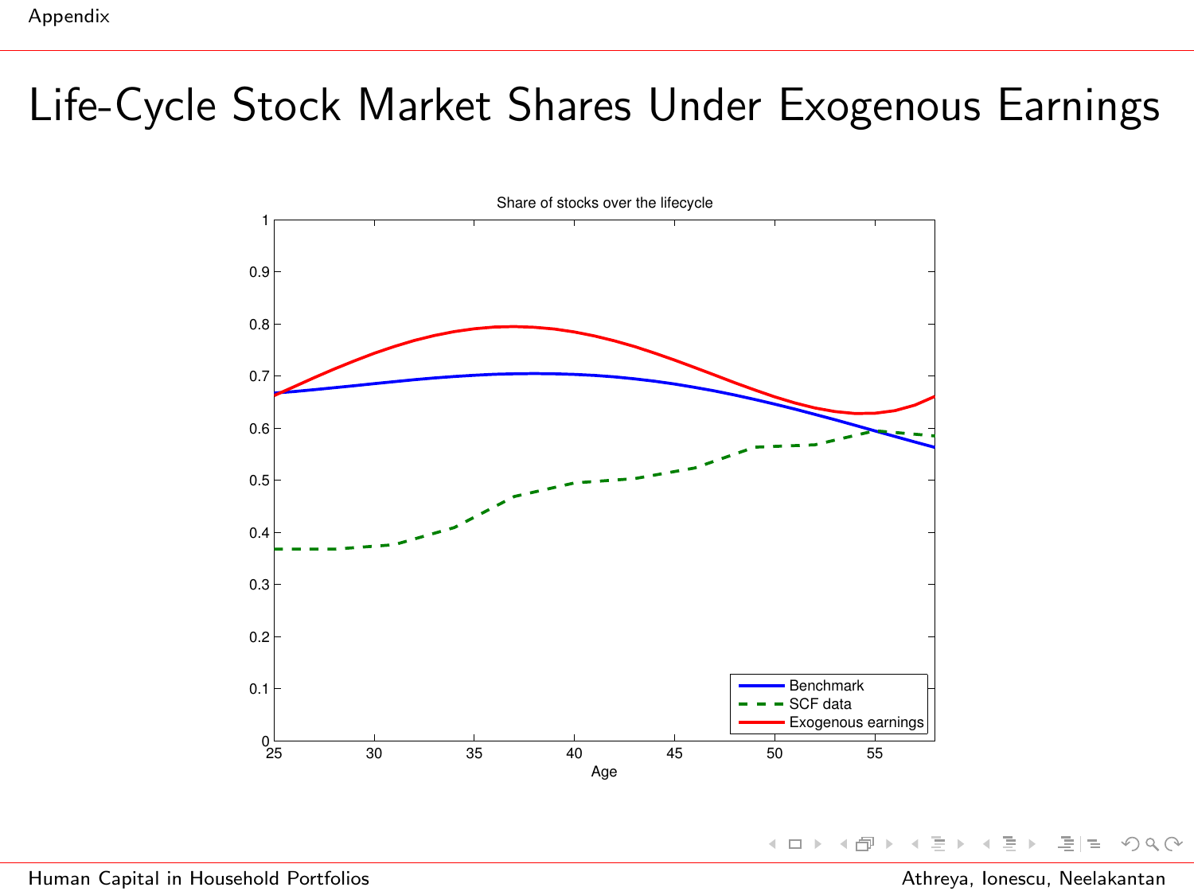# Life-Cycle Stock Market Shares Under Exogenous Earnings

Share of stocks over the lifecycle

Age

Benchmark
SCF data
Exogenous earnings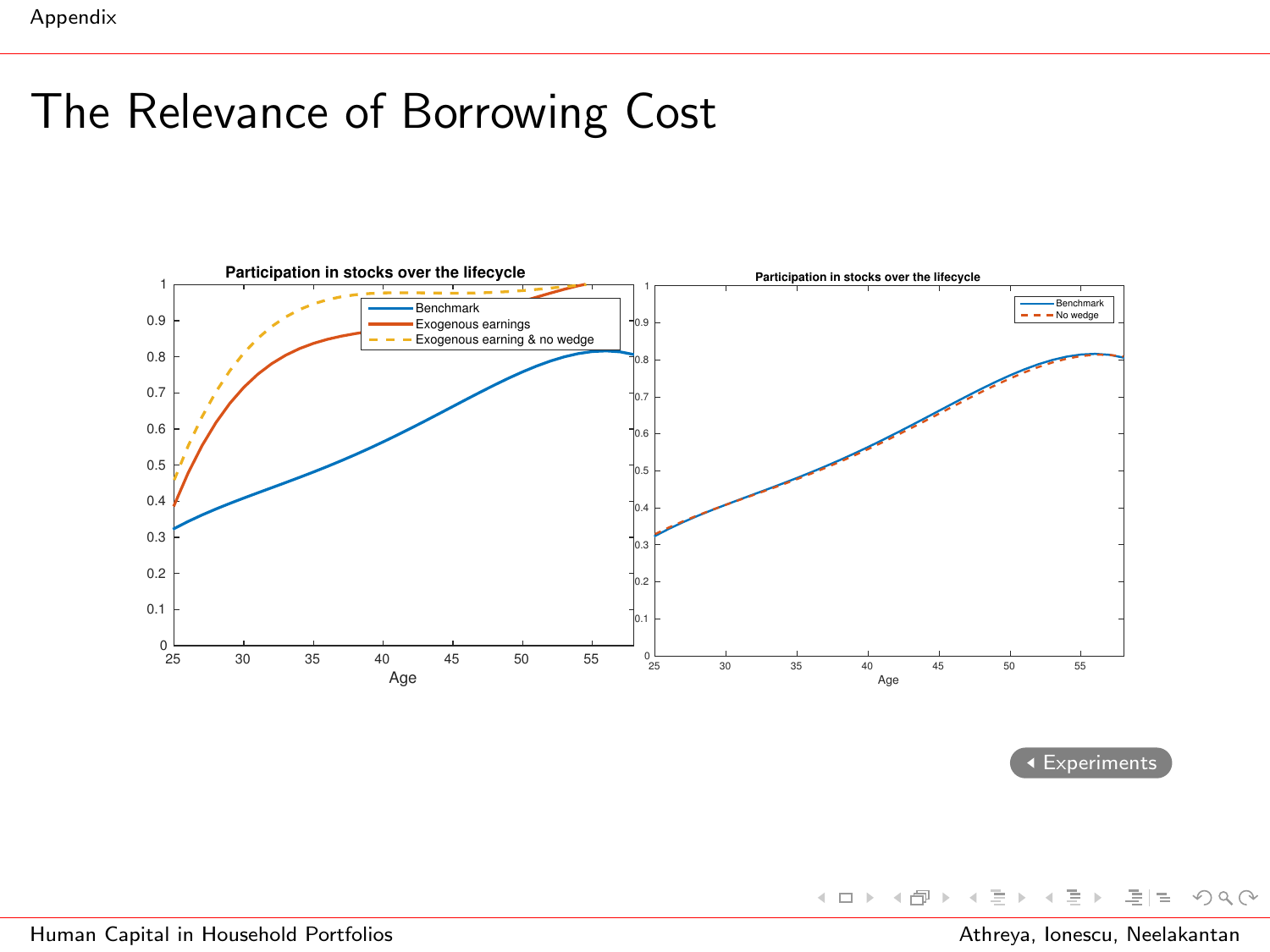# The Relevance of Borrowing Cost

**Participation in stocks over the lifecycle**

Legend: Benchmark; Exogenous earnings; Exogenous earning & no wedge

Age

**Participation in stocks over the lifecycle**

Legend: Benchmark; No wedge

Age

Experiments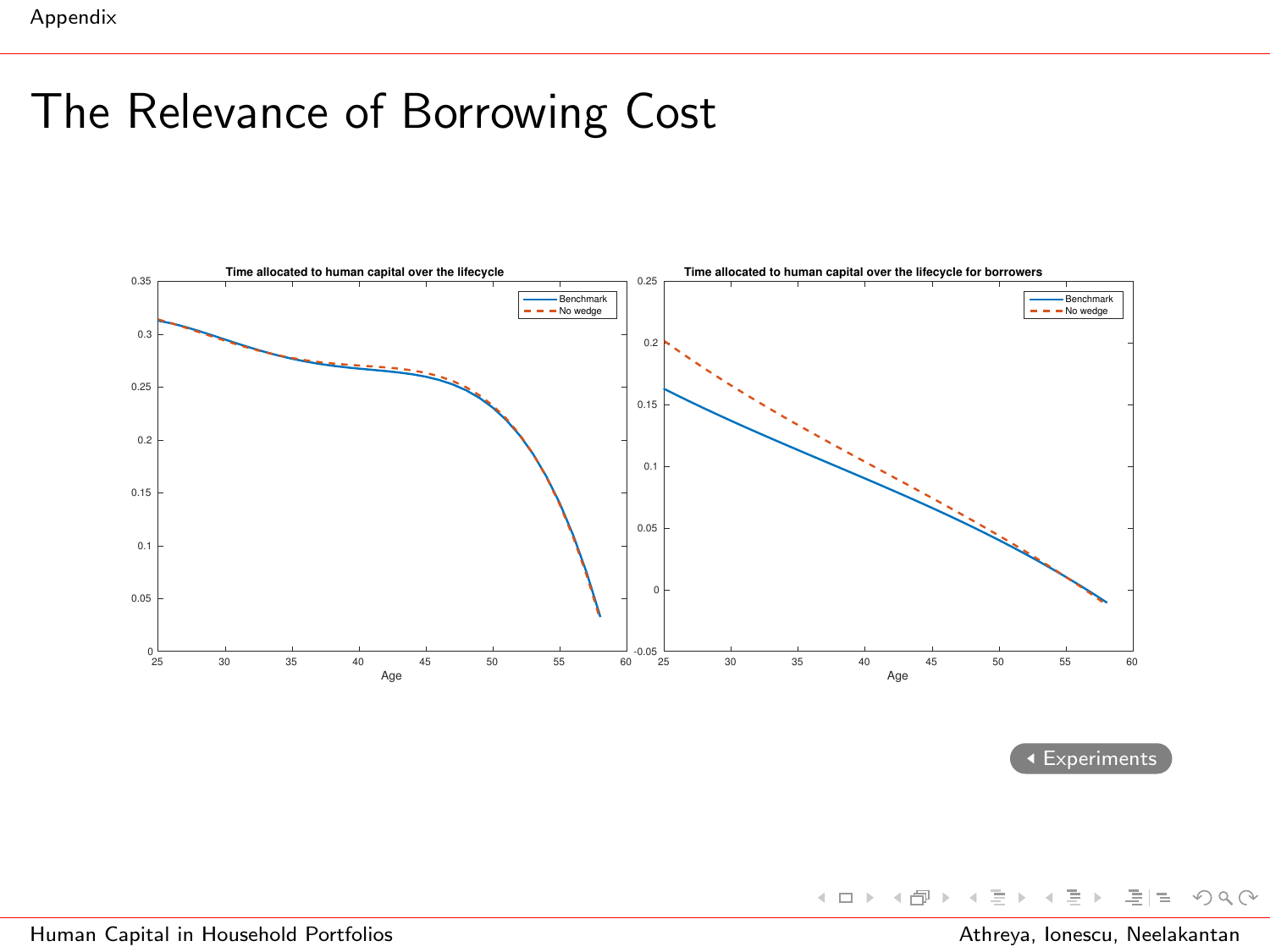# The Relevance of Borrowing Cost

Time allocated to human capital over the lifecycle

Time allocated to human capital over the lifecycle for borrowers

Experiments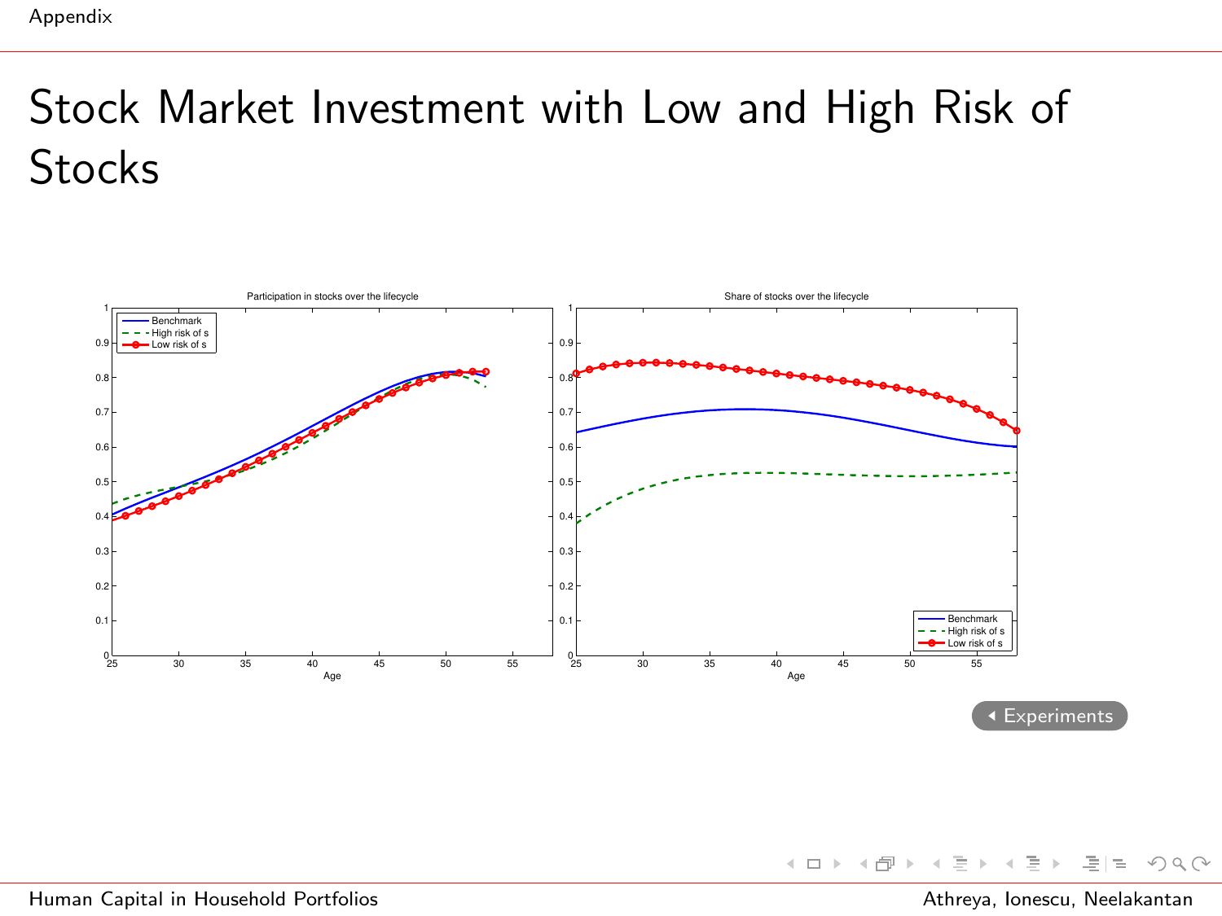# Stock Market Investment with Low and High Risk of Stocks

Participation in stocks over the lifecycle

Share of stocks over the lifecycle

Experiments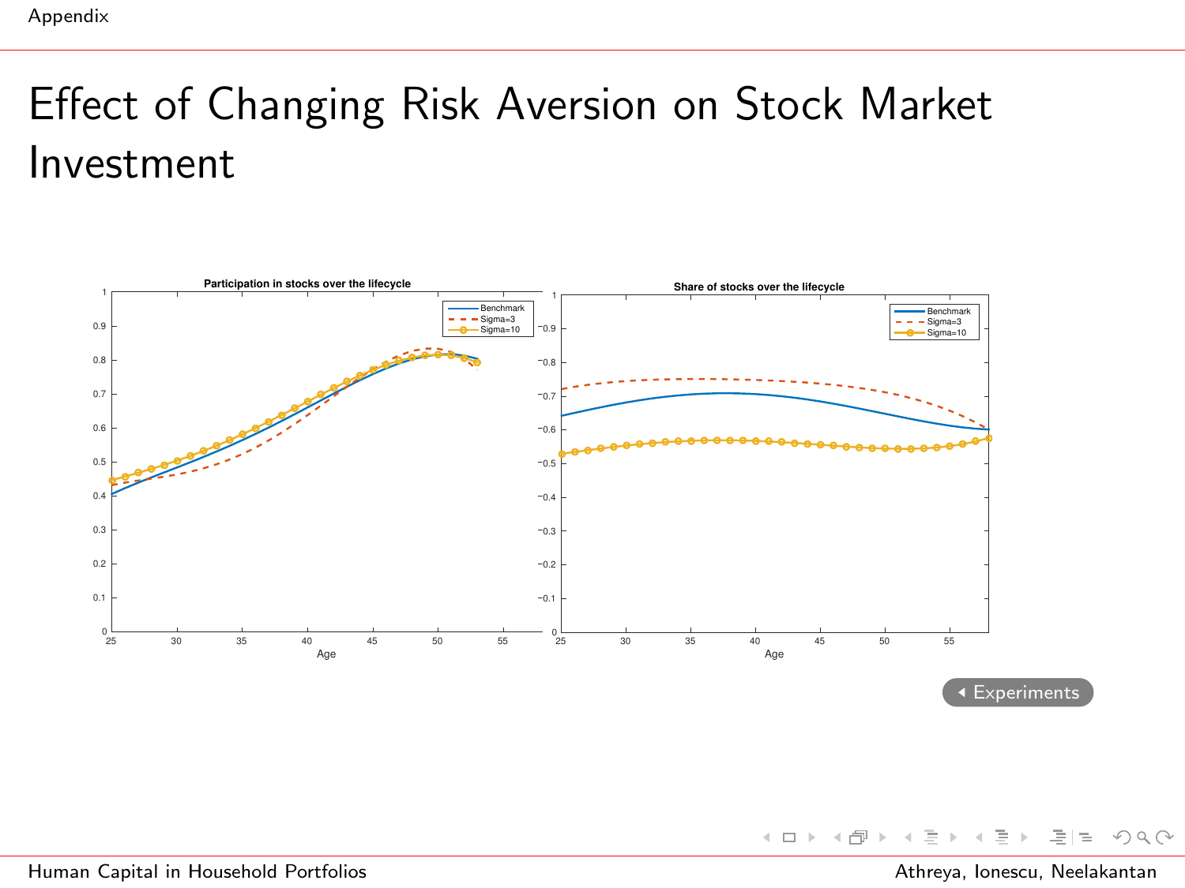# Effect of Changing Risk Aversion on Stock Market Investment

Experiments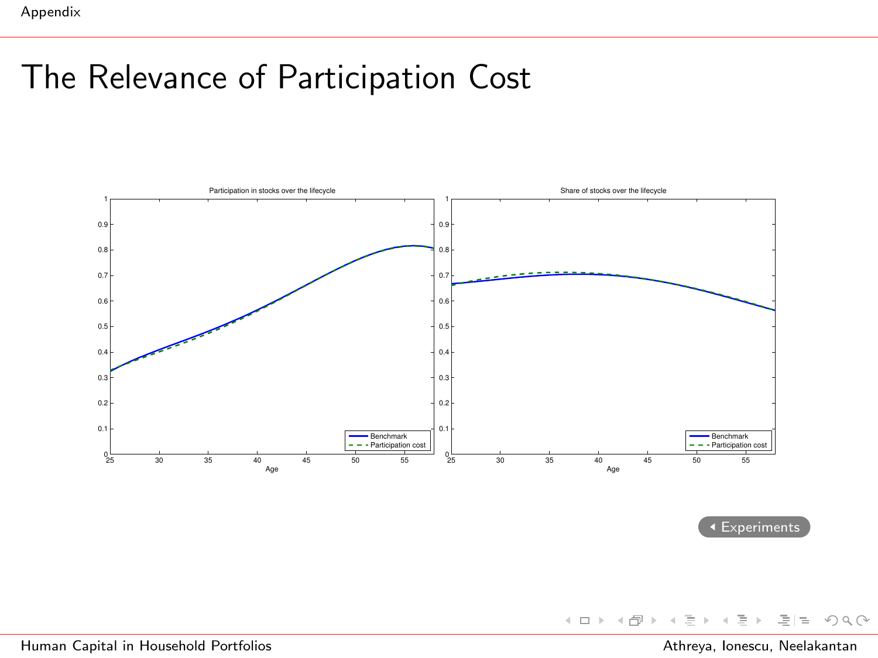# The Relevance of Participation Cost

Participation in stocks over the lifecycle

Share of stocks over the lifecycle

Experiments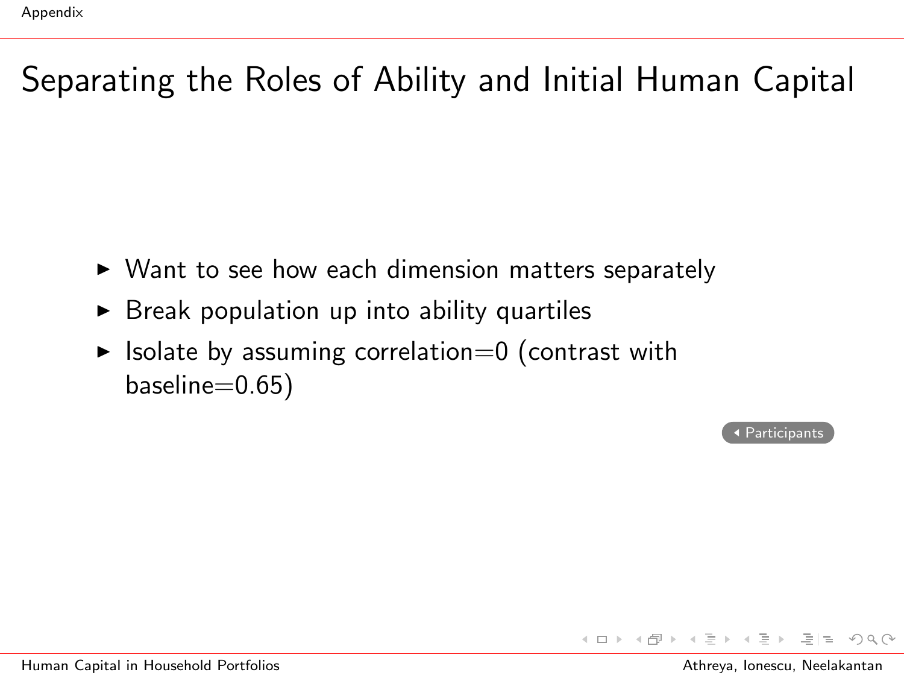# Separating the Roles of Ability and Initial Human Capital

- Want to see how each dimension matters separately
- Break population up into ability quartiles
- Isolate by assuming correlation=0 (contrast with baseline=0.65)

◂ Participants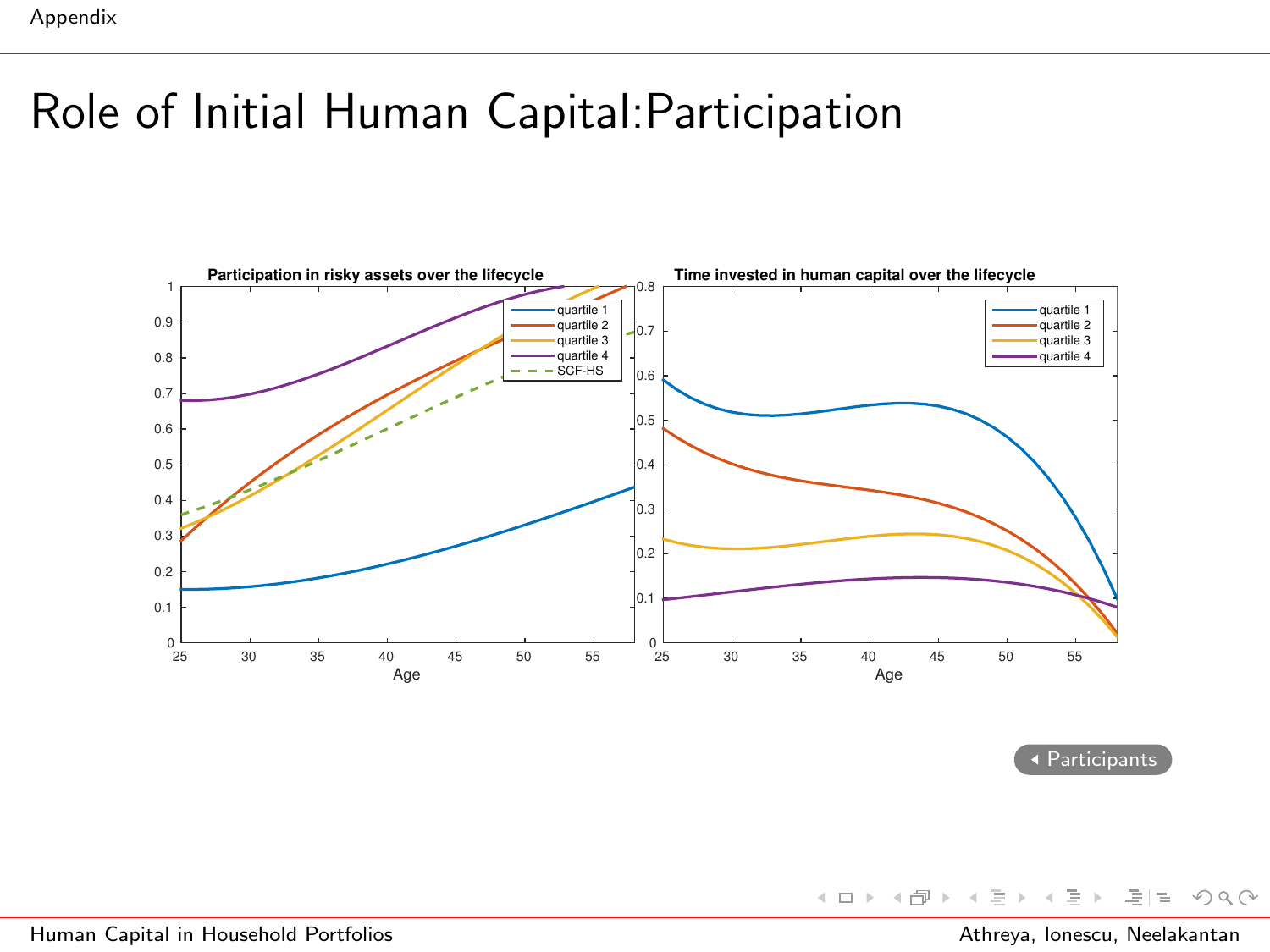# Role of Initial Human Capital:Participation

**Participation in risky assets over the lifecycle**

Legend: quartile 1, quartile 2, quartile 3, quartile 4, SCF-HS

Age

**Time invested in human capital over the lifecycle**

Legend: quartile 1, quartile 2, quartile 3, quartile 4

Age

Participants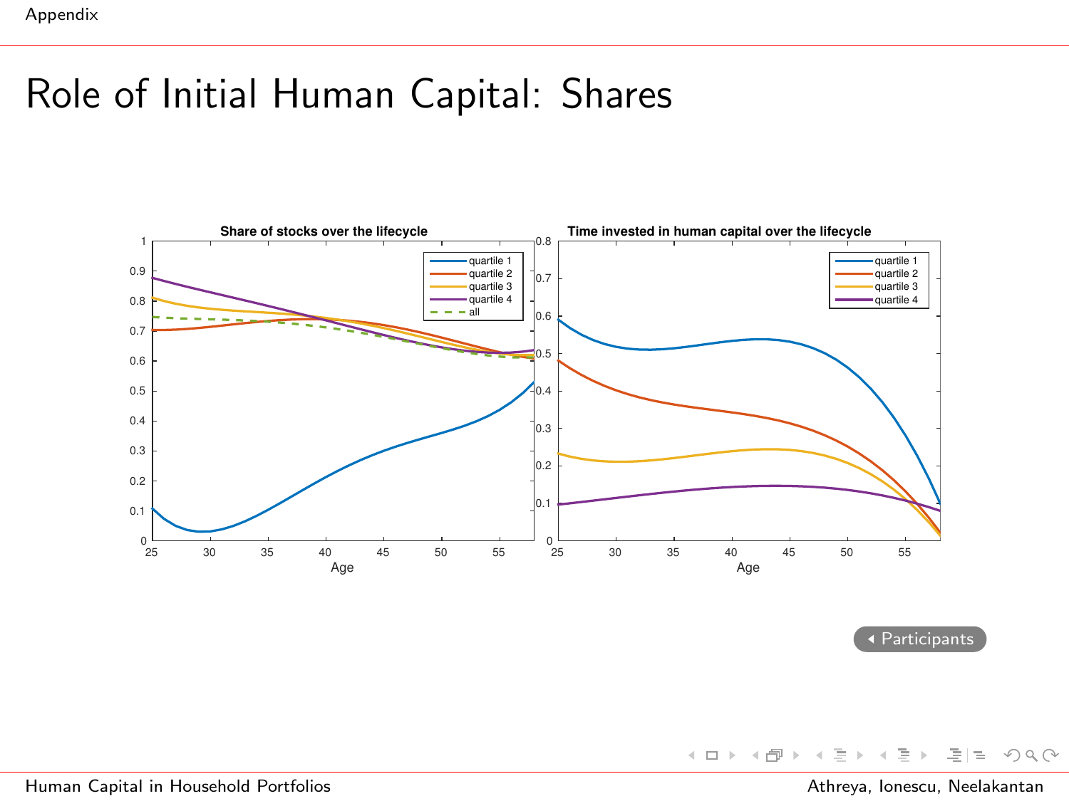# Role of Initial Human Capital: Shares

**Share of stocks over the lifecycle**

Legend: quartile 1, quartile 2, quartile 3, quartile 4, all

Age

**Time invested in human capital over the lifecycle**

Legend: quartile 1, quartile 2, quartile 3, quartile 4

Age

Participants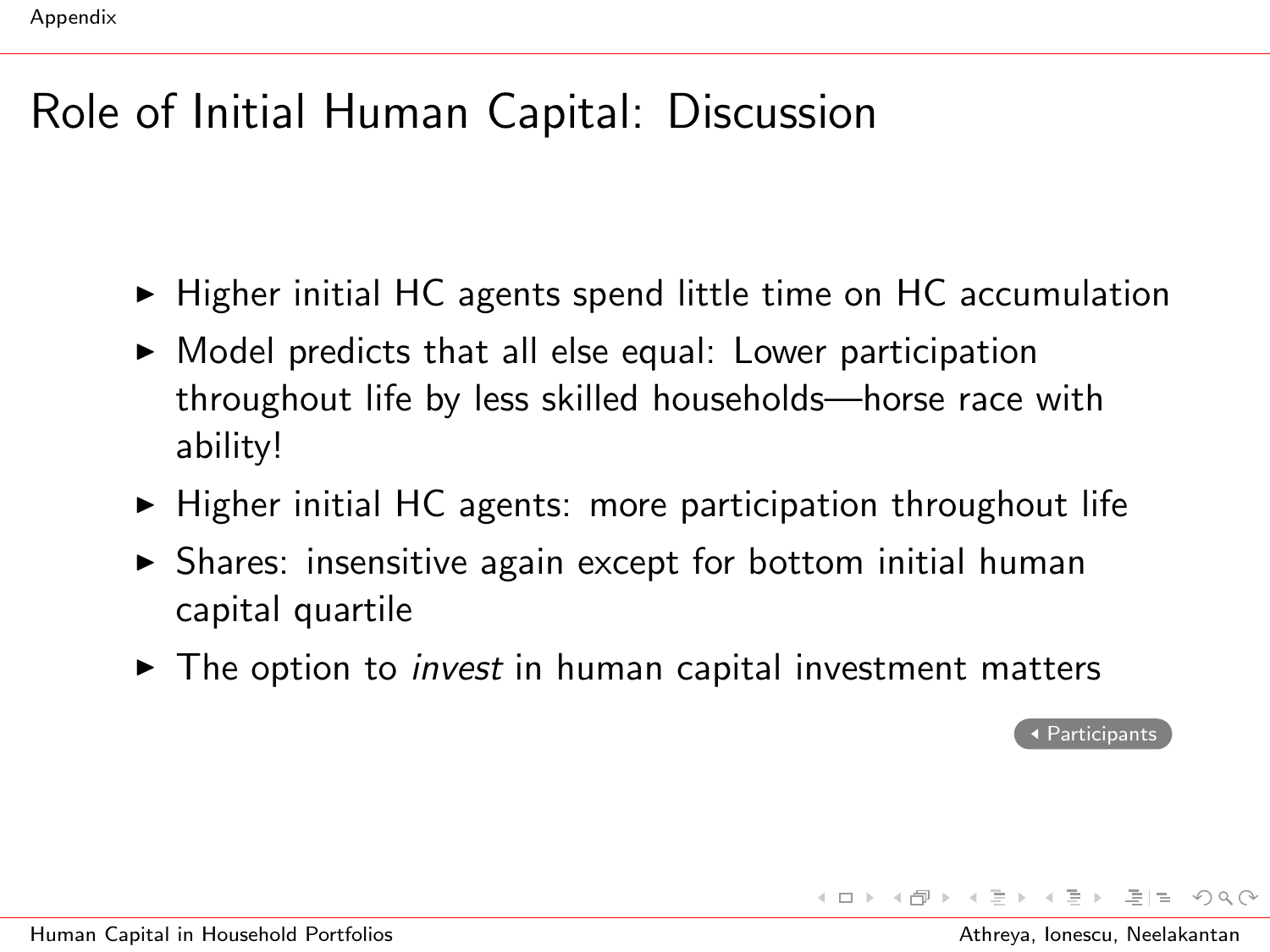# Role of Initial Human Capital: Discussion

- Higher initial HC agents spend little time on HC accumulation
- Model predicts that all else equal: Lower participation throughout life by less skilled households—horse race with ability!
- Higher initial HC agents: more participation throughout life
- Shares: insensitive again except for bottom initial human capital quartile
- The option to *invest* in human capital investment matters

◂ Participants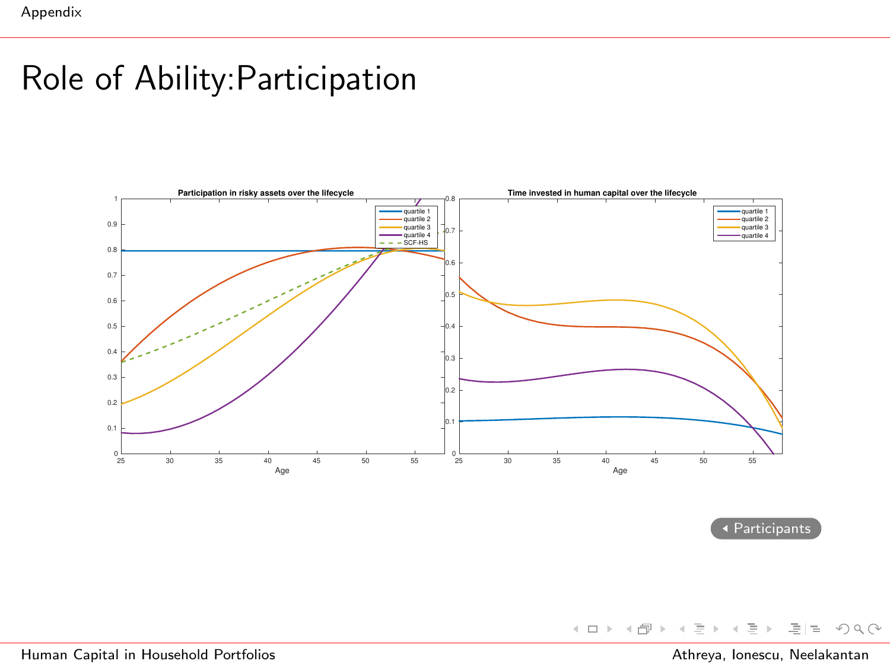# Role of Ability:Participation

**Participation in risky assets over the lifecycle**

Legend: quartile 1, quartile 2, quartile 3, quartile 4, SCF-HS

**Time invested in human capital over the lifecycle**

Legend: quartile 1, quartile 2, quartile 3, quartile 4

Participants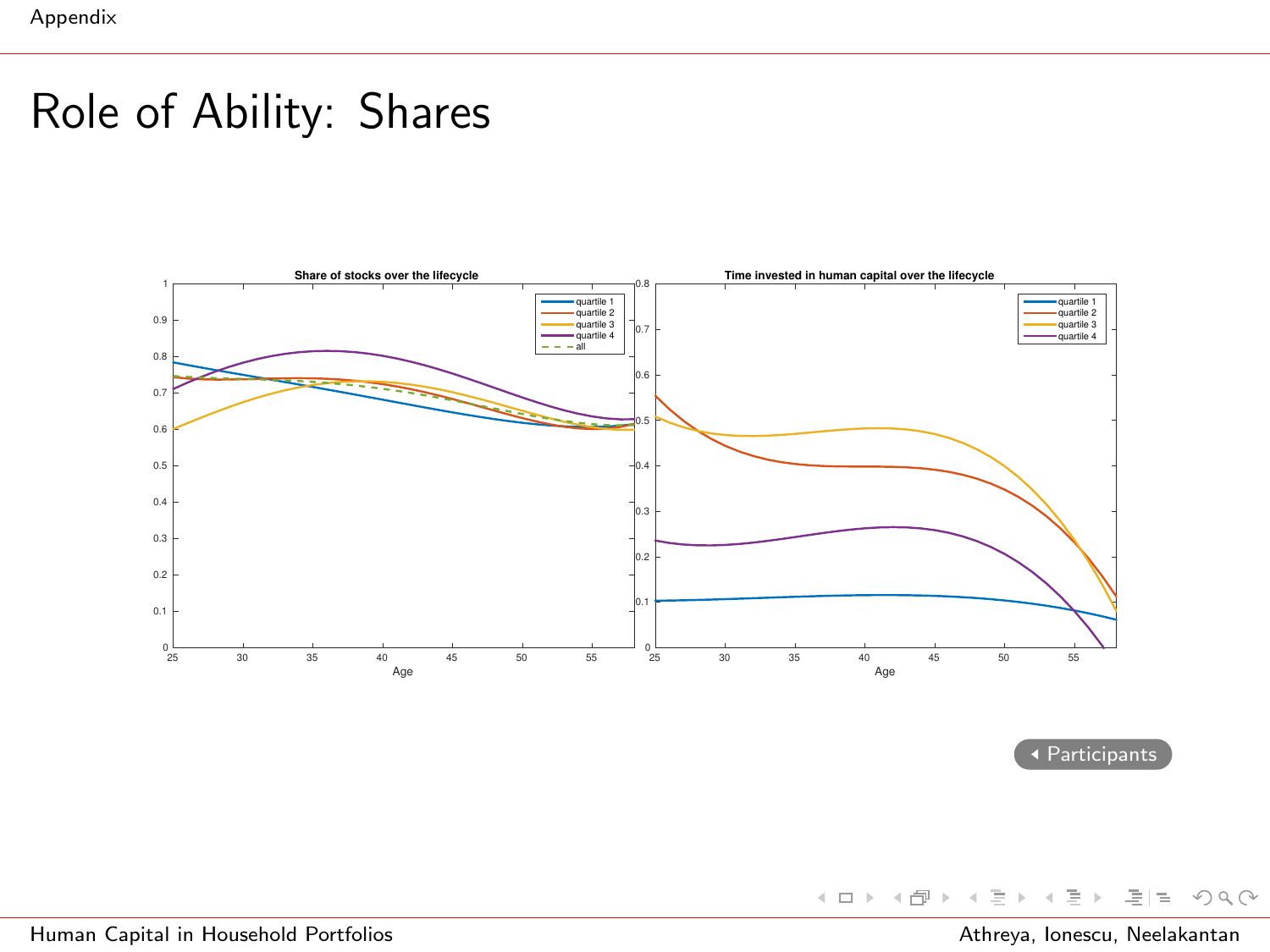# Role of Ability: Shares

Share of stocks over the lifecycle

Time invested in human capital over the lifecycle

Participants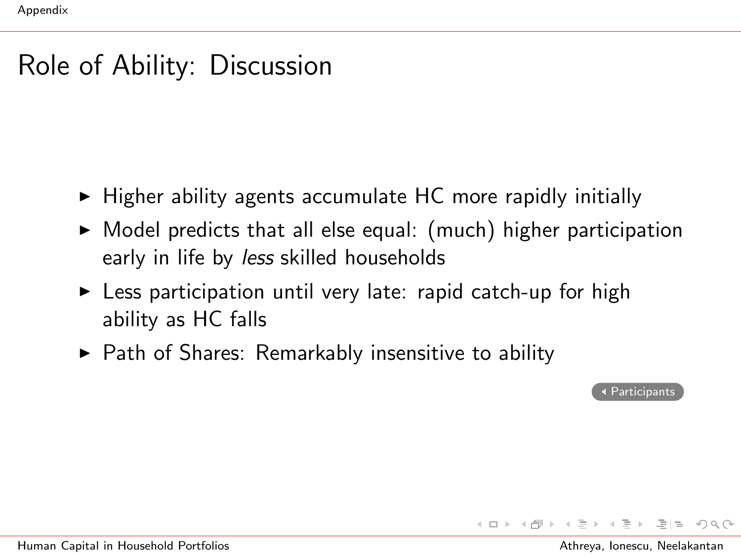# Role of Ability: Discussion

- Higher ability agents accumulate HC more rapidly initially
- Model predicts that all else equal: (much) higher participation early in life by *less* skilled households
- Less participation until very late: rapid catch-up for high ability as HC falls
- Path of Shares: Remarkably insensitive to ability

◂ Participants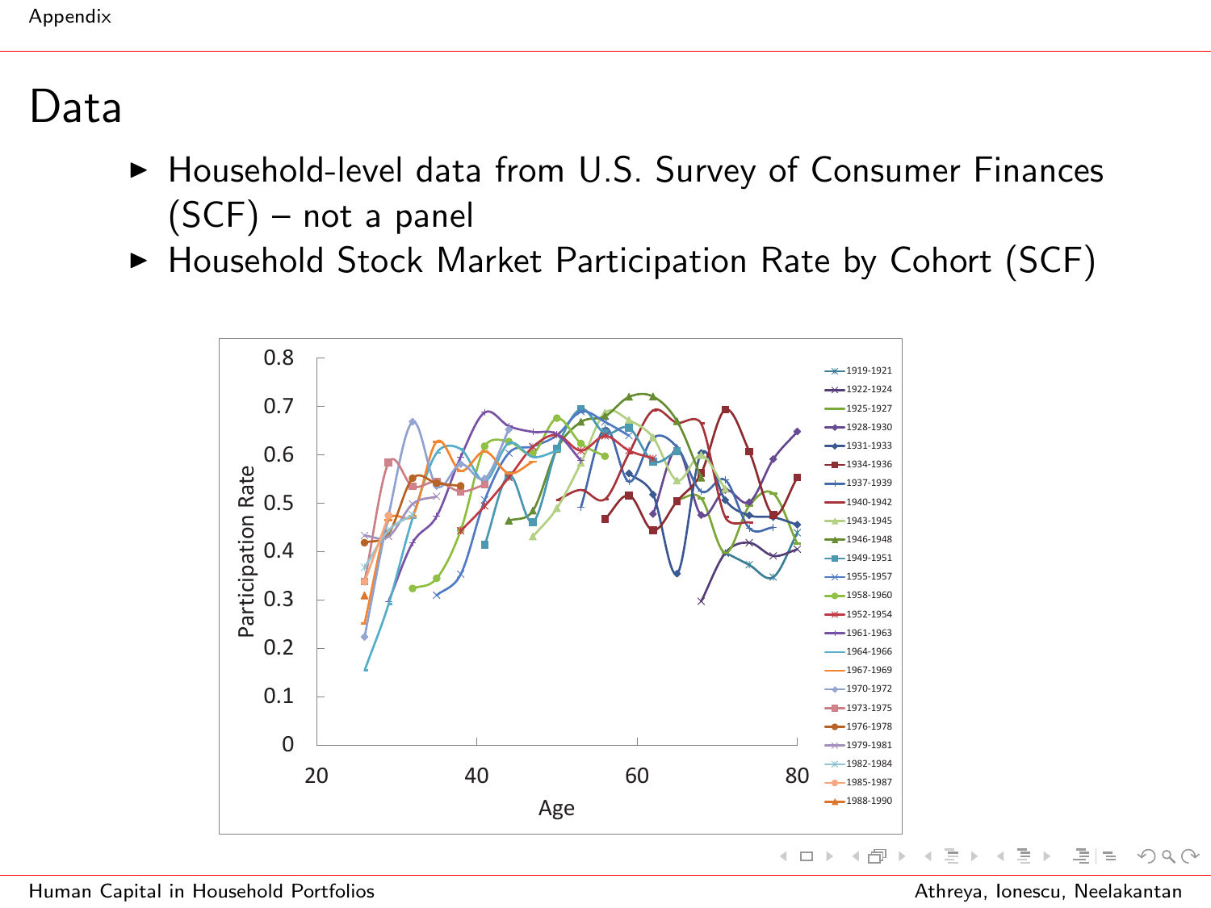# Data

- Household-level data from U.S. Survey of Consumer Finances (SCF) – not a panel
- Household Stock Market Participation Rate by Cohort (SCF)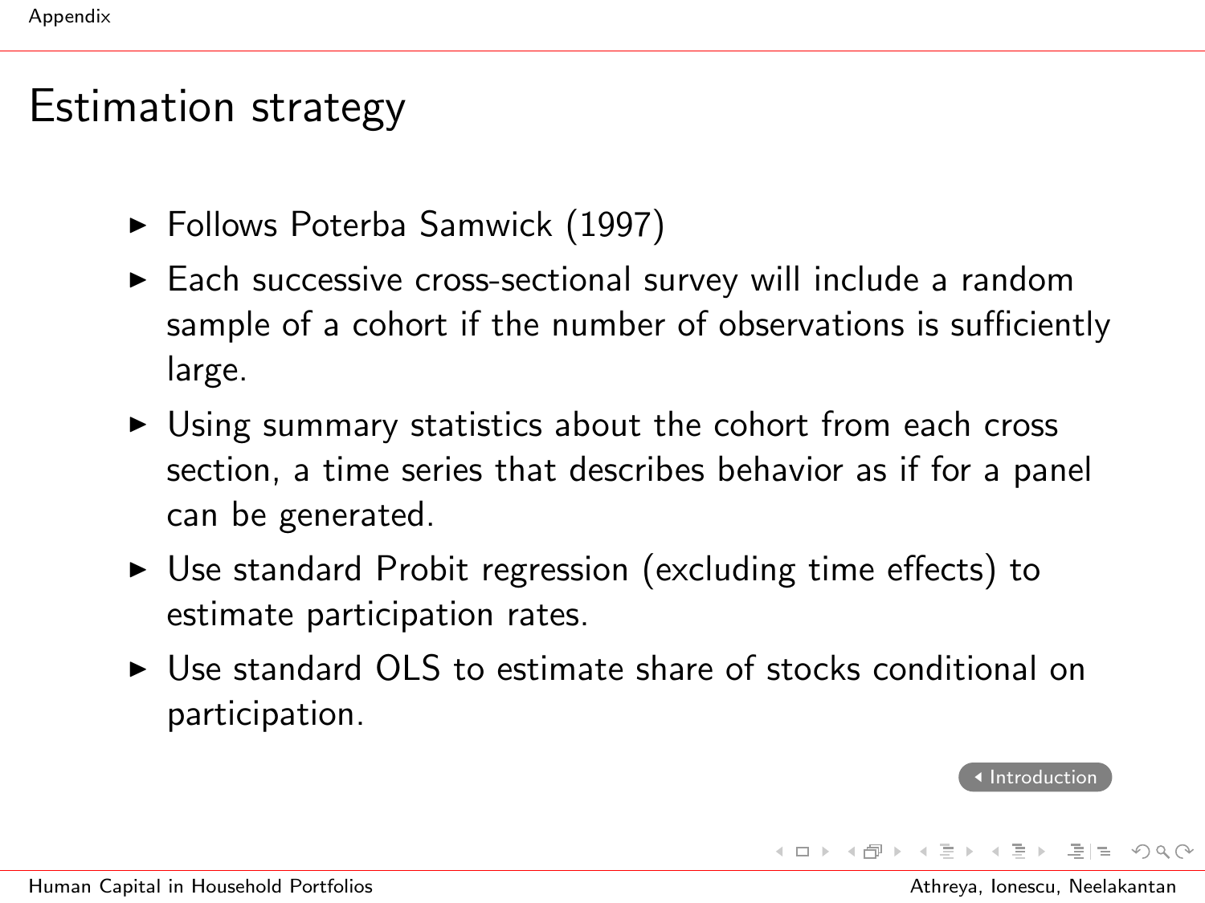# Estimation strategy

- Follows Poterba Samwick (1997)
- Each successive cross-sectional survey will include a random sample of a cohort if the number of observations is sufficiently large.
- Using summary statistics about the cohort from each cross section, a time series that describes behavior as if for a panel can be generated.
- Use standard Probit regression (excluding time effects) to estimate participation rates.
- Use standard OLS to estimate share of stocks conditional on participation.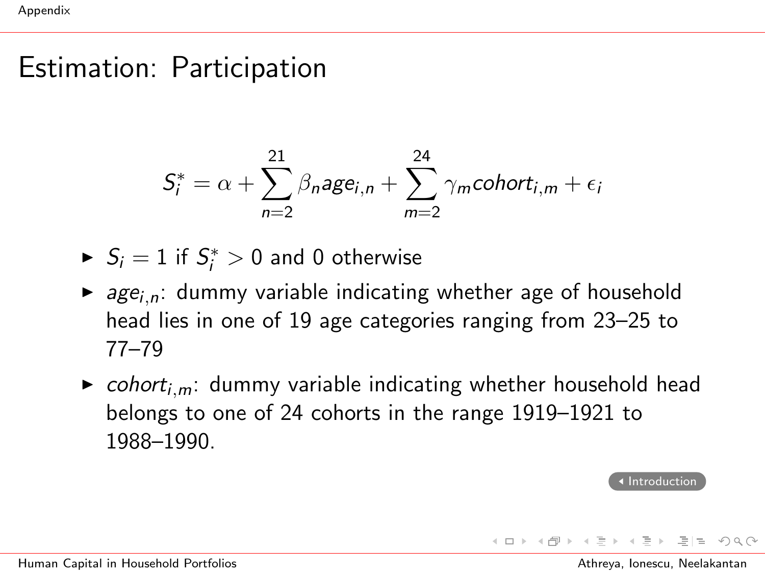# Estimation: Participation

$$S_i^* = \alpha + \sum_{n=2}^{21} \beta_n age_{i,n} + \sum_{m=2}^{24} \gamma_m cohort_{i,m} + \epsilon_i$$

- $S_i = 1$ if $S_i^* > 0$ and 0 otherwise
- $age_{i,n}$: dummy variable indicating whether age of household head lies in one of 19 age categories ranging from 23–25 to 77–79
- $cohort_{i,m}$: dummy variable indicating whether household head belongs to one of 24 cohorts in the range 1919–1921 to 1988–1990.

Introduction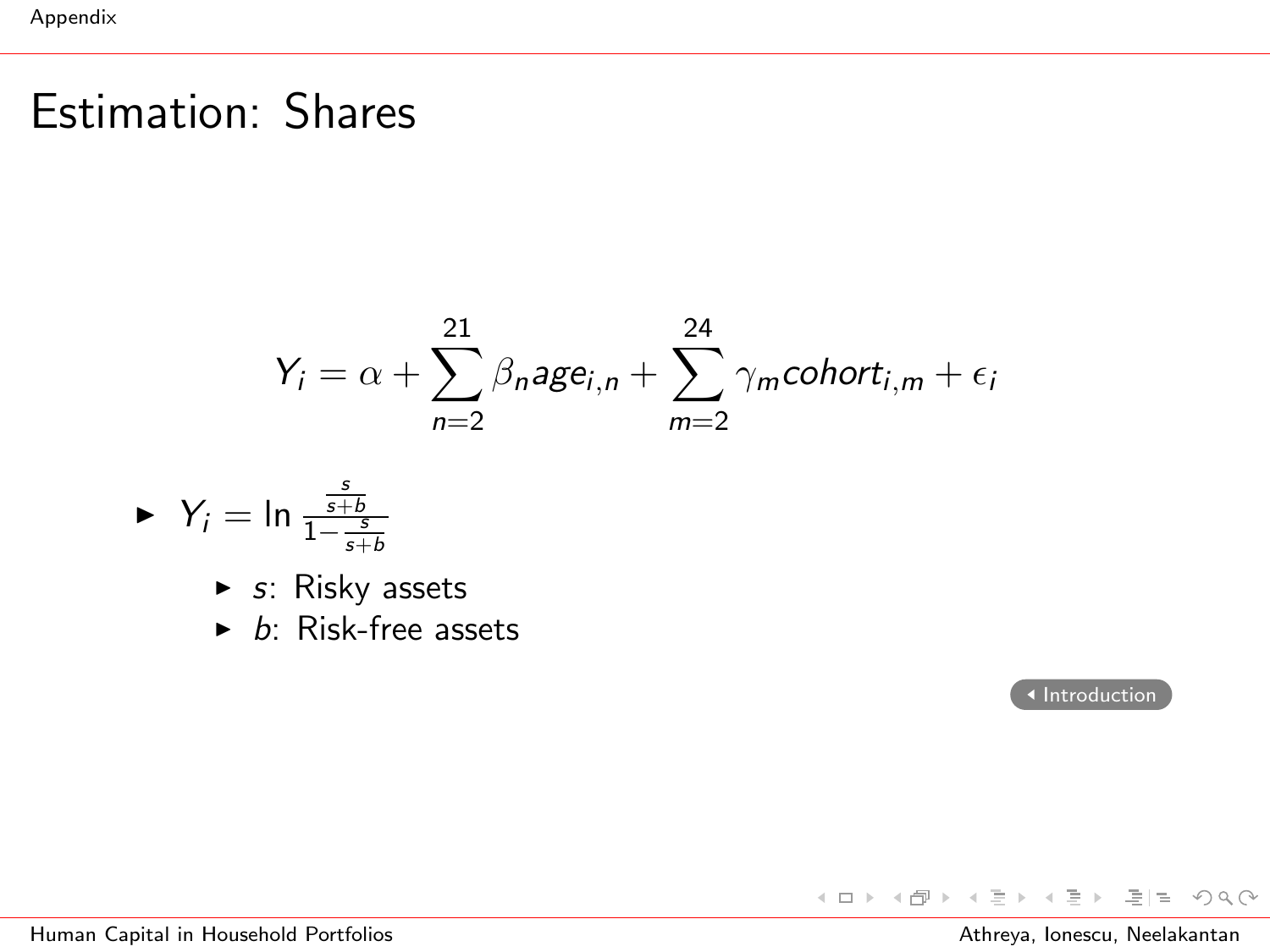# Estimation: Shares

$$Y_i = \alpha + \sum_{n=2}^{21} \beta_n age_{i,n} + \sum_{m=2}^{24} \gamma_m cohort_{i,m} + \epsilon_i$$

- $Y_i = \ln \frac{\frac{s}{s+b}}{1-\frac{s}{s+b}}$
  - $s$: Risky assets
  - $b$: Risk-free assets

Introduction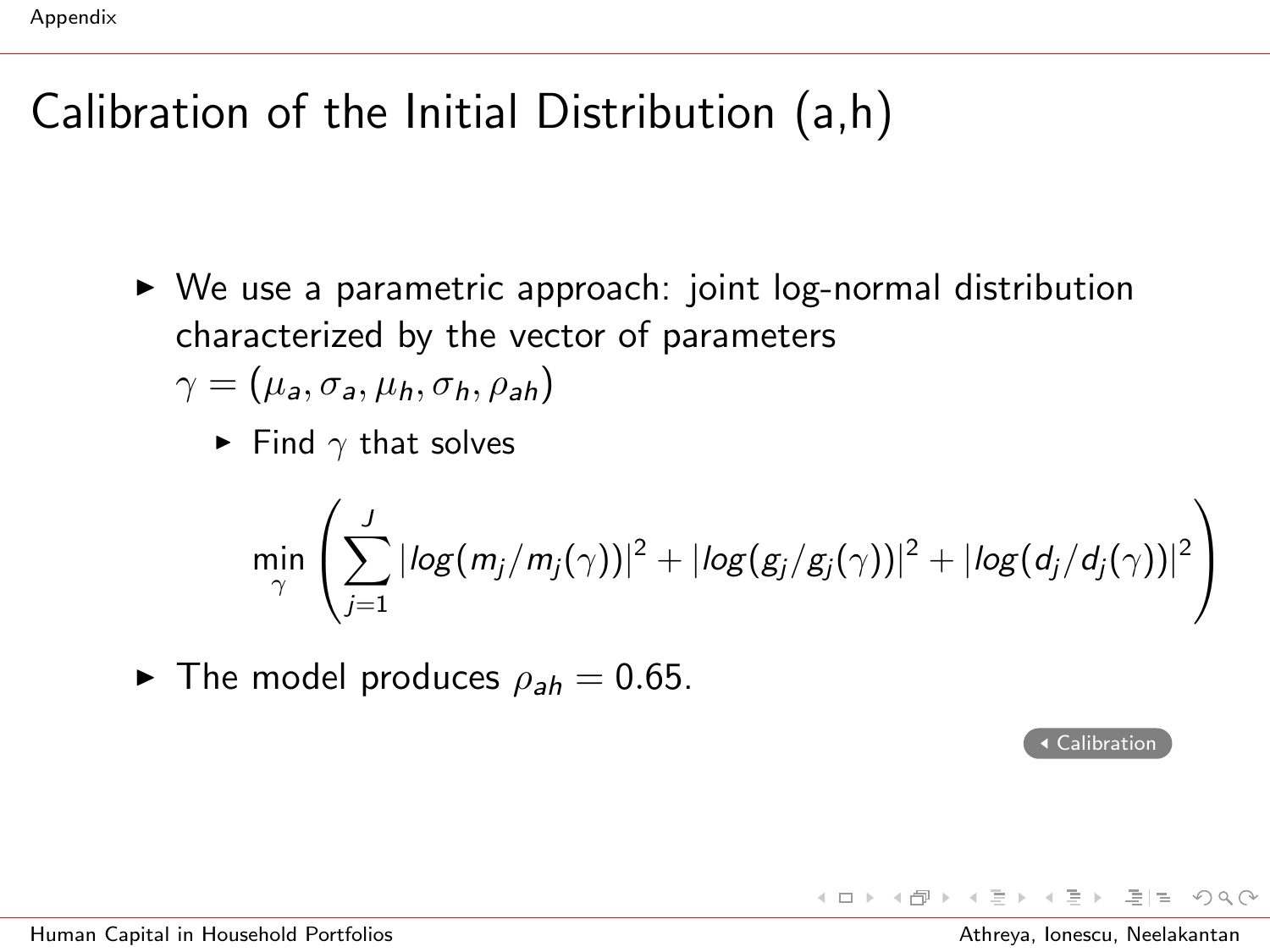# Calibration of the Initial Distribution (a,h)

- We use a parametric approach: joint log-normal distribution characterized by the vector of parameters $\gamma = (\mu_a, \sigma_a, \mu_h, \sigma_h, \rho_{ah})$
  - Find $\gamma$ that solves

$$\min_{\gamma} \left( \sum_{j=1}^{J} |log(m_j/m_j(\gamma))|^2 + |log(g_j/g_j(\gamma))|^2 + |log(d_j/d_j(\gamma))|^2 \right)$$

- The model produces $\rho_{ah} = 0.65$.

Calibration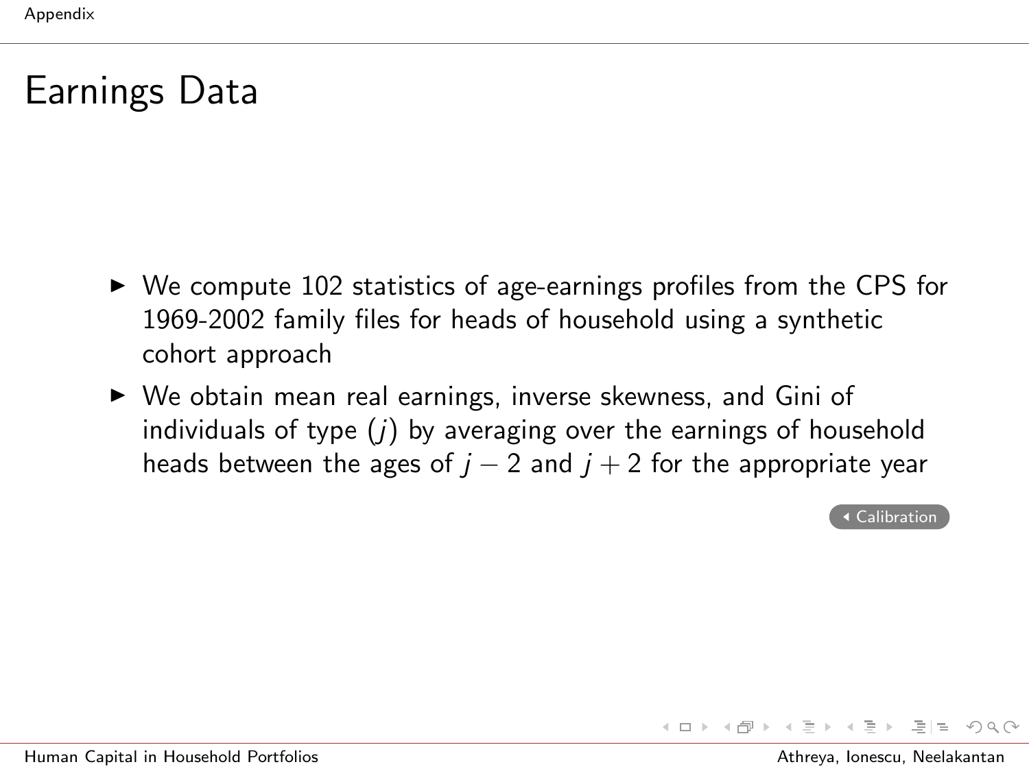# Earnings Data

- We compute 102 statistics of age-earnings profiles from the CPS for 1969-2002 family files for heads of household using a synthetic cohort approach
- We obtain mean real earnings, inverse skewness, and Gini of individuals of type $(j)$ by averaging over the earnings of household heads between the ages of $j-2$ and $j+2$ for the appropriate year

Calibration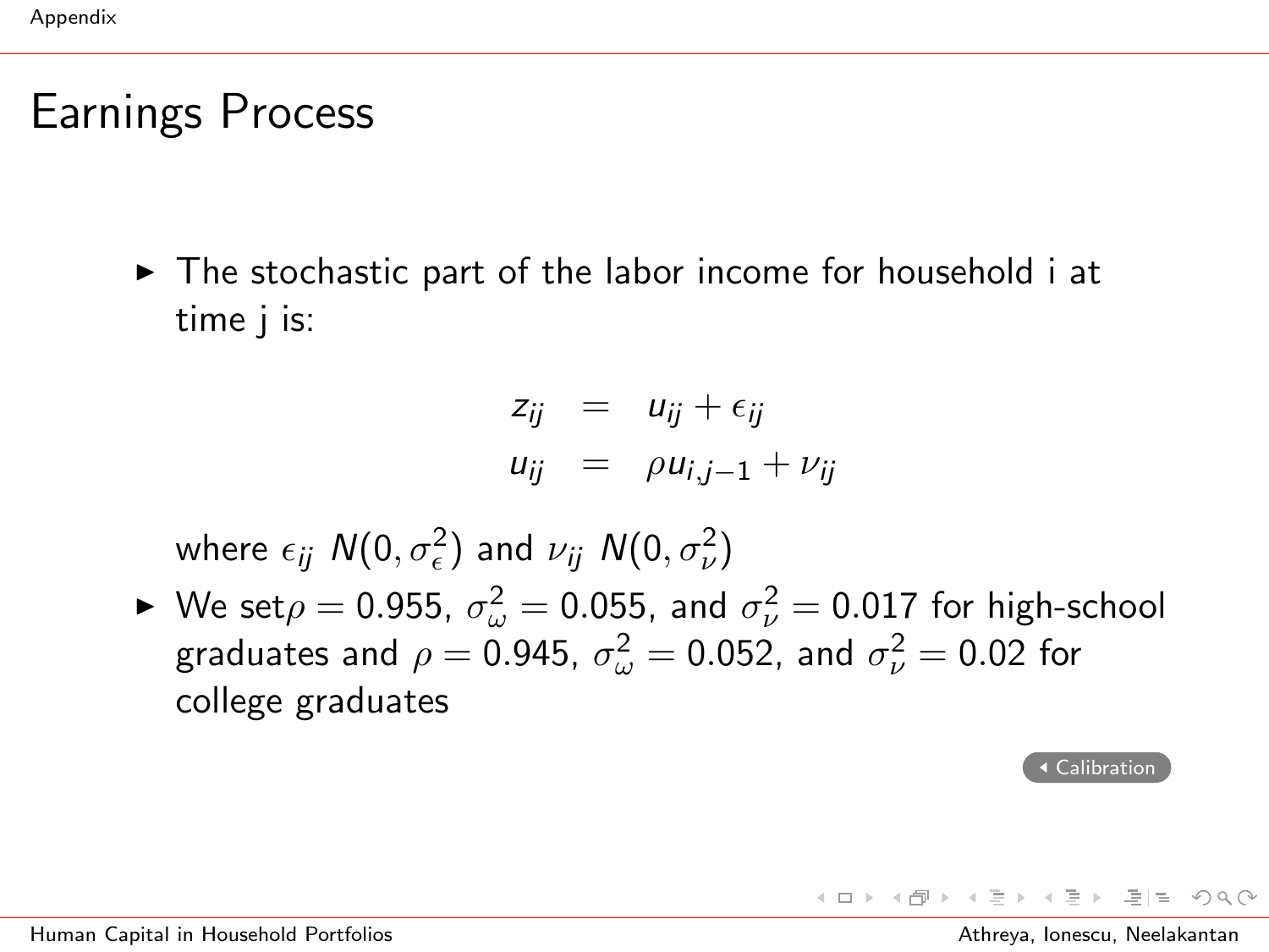# Earnings Process

- The stochastic part of the labor income for household i at time j is:

$$
\begin{aligned}
z_{ij} &= u_{ij} + \epsilon_{ij} \\
u_{ij} &= \rho u_{i,j-1} + \nu_{ij}
\end{aligned}
$$

  where $\epsilon_{ij}$ $N(0, \sigma_{\epsilon}^2)$ and $\nu_{ij}$ $N(0, \sigma_{\nu}^2)$

- We set$\rho = 0.955$, $\sigma_{\omega}^2 = 0.055$, and $\sigma_{\nu}^2 = 0.017$ for high-school graduates and $\rho = 0.945$, $\sigma_{\omega}^2 = 0.052$, and $\sigma_{\nu}^2 = 0.02$ for college graduates

Calibration